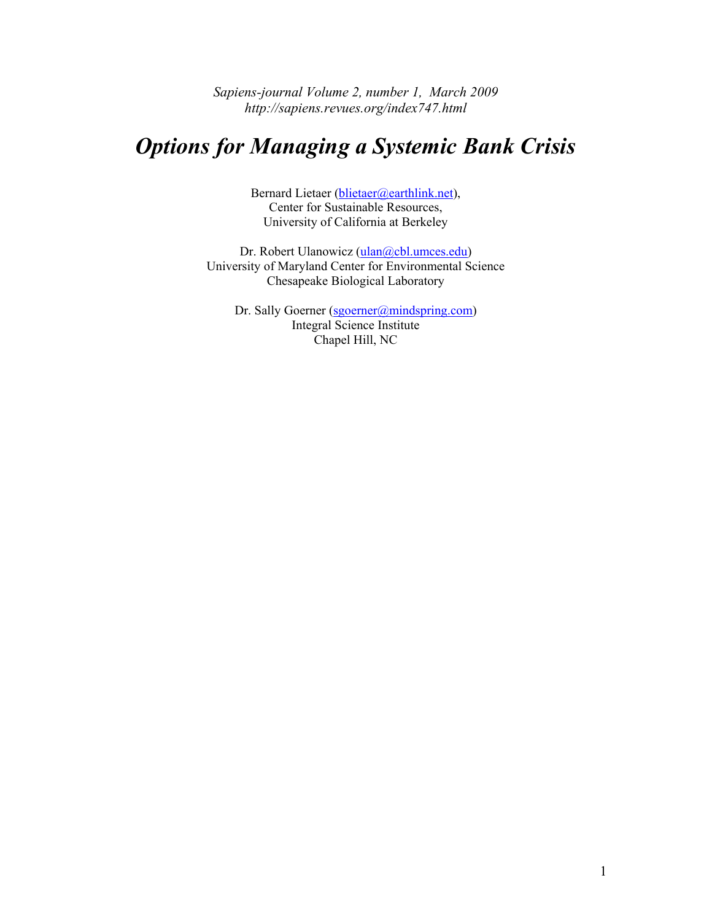*Sapiens-journal Volume 2, number 1, March 2009*
*http://sapiens.revues.org/index747.html*

# *Options for Managing a Systemic Bank Crisis*

Bernard Lietaer (blietaer@earthlink.net),
Center for Sustainable Resources,
University of California at Berkeley

Dr. Robert Ulanowicz (ulan@cbl.umces.edu)
University of Maryland Center for Environmental Science
Chesapeake Biological Laboratory

Dr. Sally Goerner (sgoerner@mindspring.com)
Integral Science Institute
Chapel Hill, NC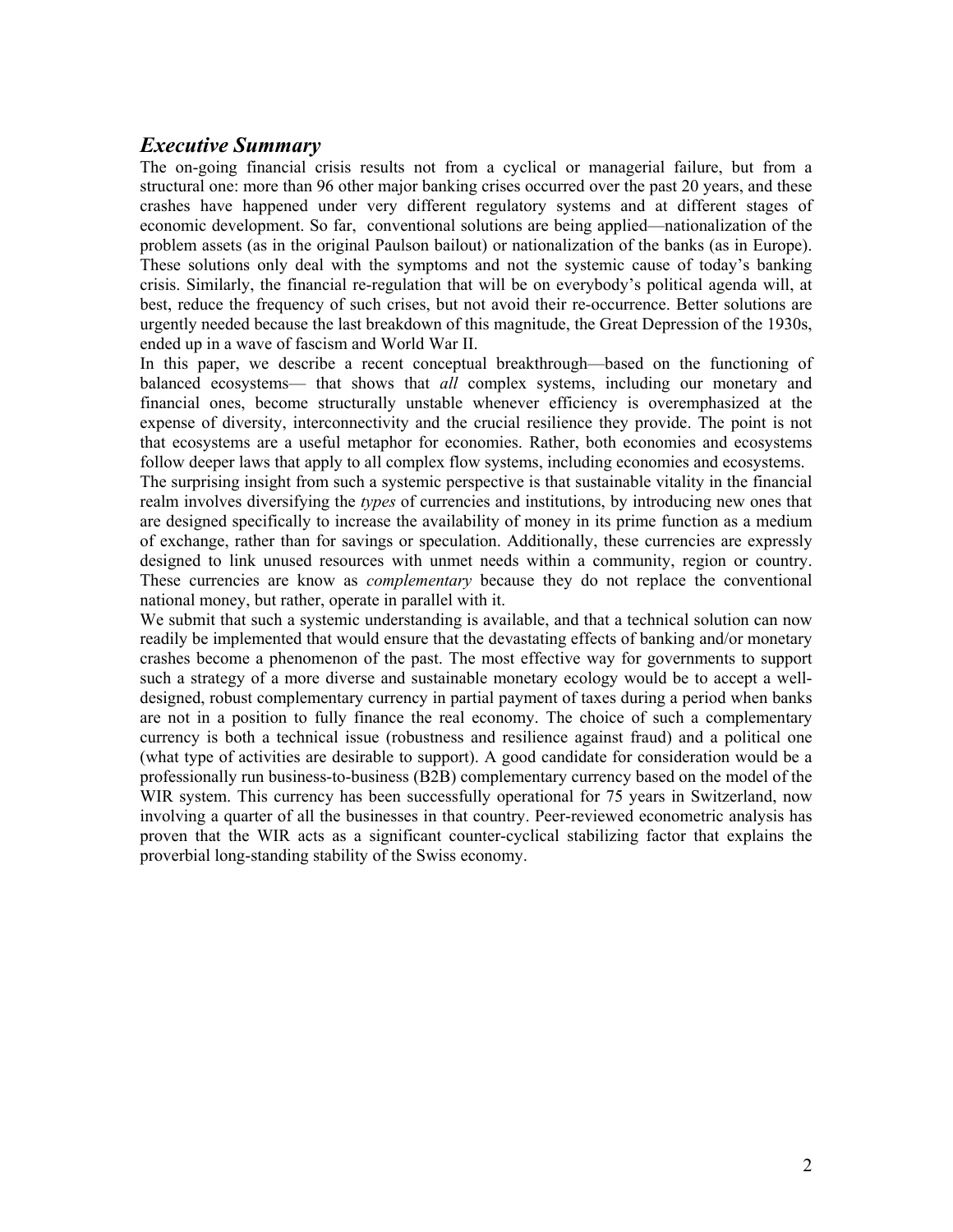## *Executive Summary*

The on-going financial crisis results not from a cyclical or managerial failure, but from a structural one: more than 96 other major banking crises occurred over the past 20 years, and these crashes have happened under very different regulatory systems and at different stages of economic development. So far, conventional solutions are being applied—nationalization of the problem assets (as in the original Paulson bailout) or nationalization of the banks (as in Europe). These solutions only deal with the symptoms and not the systemic cause of today's banking crisis. Similarly, the financial re-regulation that will be on everybody's political agenda will, at best, reduce the frequency of such crises, but not avoid their re-occurrence. Better solutions are urgently needed because the last breakdown of this magnitude, the Great Depression of the 1930s, ended up in a wave of fascism and World War II.

In this paper, we describe a recent conceptual breakthrough—based on the functioning of balanced ecosystems— that shows that *all* complex systems, including our monetary and financial ones, become structurally unstable whenever efficiency is overemphasized at the expense of diversity, interconnectivity and the crucial resilience they provide. The point is not that ecosystems are a useful metaphor for economies. Rather, both economies and ecosystems follow deeper laws that apply to all complex flow systems, including economies and ecosystems.

The surprising insight from such a systemic perspective is that sustainable vitality in the financial realm involves diversifying the *types* of currencies and institutions, by introducing new ones that are designed specifically to increase the availability of money in its prime function as a medium of exchange, rather than for savings or speculation. Additionally, these currencies are expressly designed to link unused resources with unmet needs within a community, region or country. These currencies are know as *complementary* because they do not replace the conventional national money, but rather, operate in parallel with it.

We submit that such a systemic understanding is available, and that a technical solution can now readily be implemented that would ensure that the devastating effects of banking and/or monetary crashes become a phenomenon of the past. The most effective way for governments to support such a strategy of a more diverse and sustainable monetary ecology would be to accept a well-designed, robust complementary currency in partial payment of taxes during a period when banks are not in a position to fully finance the real economy. The choice of such a complementary currency is both a technical issue (robustness and resilience against fraud) and a political one (what type of activities are desirable to support). A good candidate for consideration would be a professionally run business-to-business (B2B) complementary currency based on the model of the WIR system. This currency has been successfully operational for 75 years in Switzerland, now involving a quarter of all the businesses in that country. Peer-reviewed econometric analysis has proven that the WIR acts as a significant counter-cyclical stabilizing factor that explains the proverbial long-standing stability of the Swiss economy.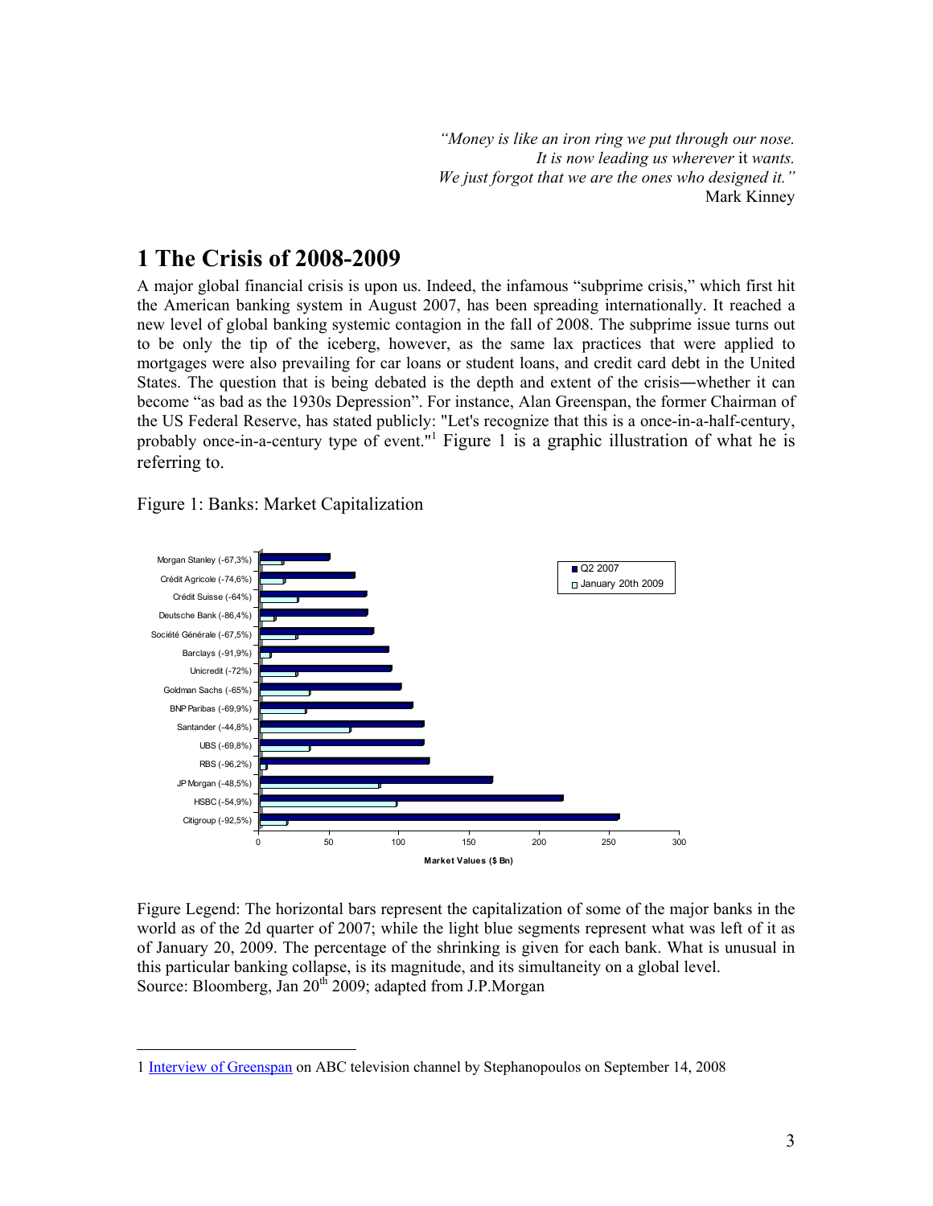> *"Money is like an iron ring we put through our nose.*
> *It is now leading us wherever* it *wants.*
> *We just forgot that we are the ones who designed it."*
> Mark Kinney

# 1 The Crisis of 2008-2009

A major global financial crisis is upon us. Indeed, the infamous "subprime crisis," which first hit the American banking system in August 2007, has been spreading internationally. It reached a new level of global banking systemic contagion in the fall of 2008. The subprime issue turns out to be only the tip of the iceberg, however, as the same lax practices that were applied to mortgages were also prevailing for car loans or student loans, and credit card debt in the United States. The question that is being debated is the depth and extent of the crisis―whether it can become "as bad as the 1930s Depression". For instance, Alan Greenspan, the former Chairman of the US Federal Reserve, has stated publicly: "Let's recognize that this is a once-in-a-half-century, probably once-in-a-century type of event."[1] Figure 1 is a graphic illustration of what he is referring to.

Figure 1: Banks: Market Capitalization

Figure Legend: The horizontal bars represent the capitalization of some of the major banks in the world as of the 2d quarter of 2007; while the light blue segments represent what was left of it as of January 20, 2009. The percentage of the shrinking is given for each bank. What is unusual in this particular banking collapse, is its magnitude, and its simultaneity on a global level.
Source: Bloomberg, Jan 20th 2009; adapted from J.P.Morgan

---

1 Interview of Greenspan on ABC television channel by Stephanopoulos on September 14, 2008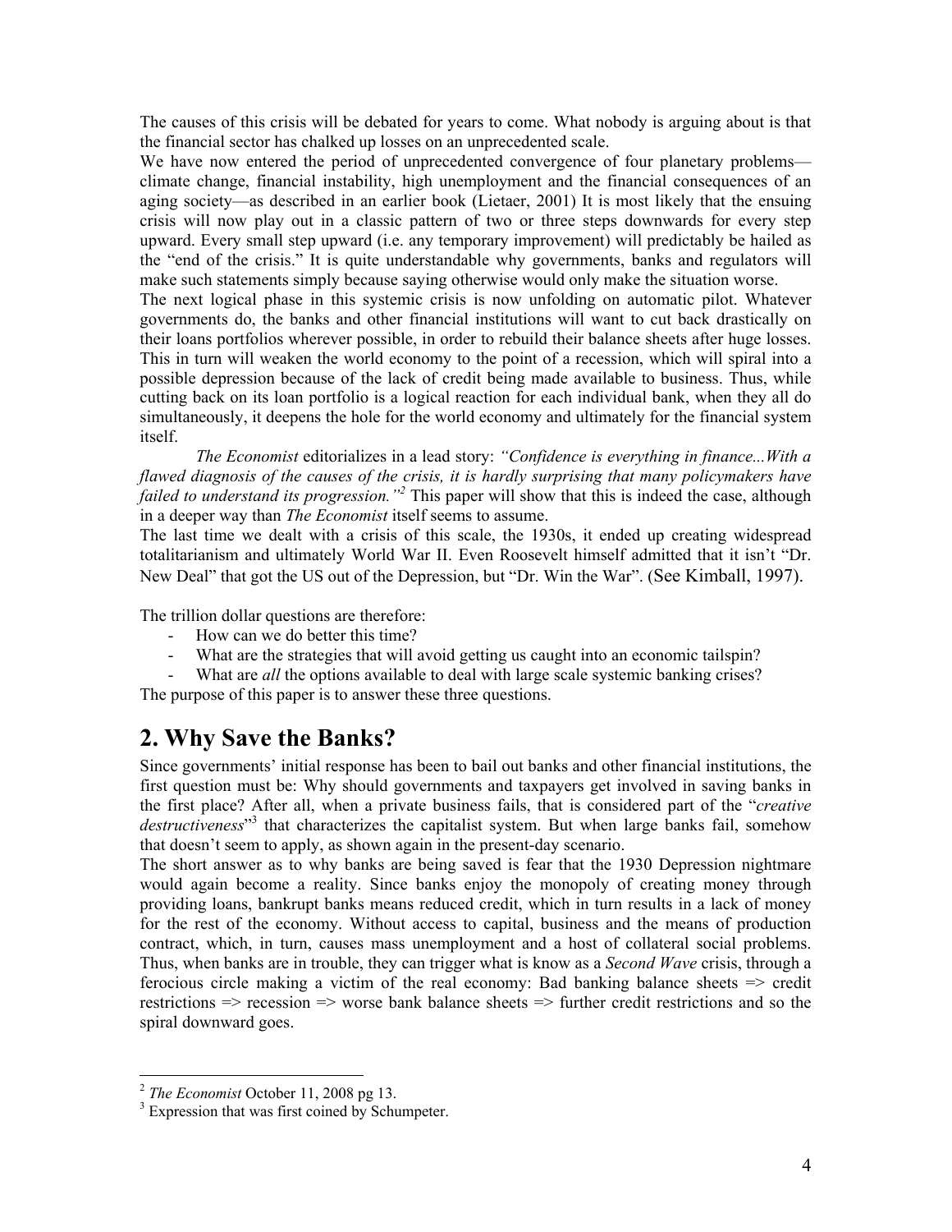The causes of this crisis will be debated for years to come. What nobody is arguing about is that the financial sector has chalked up losses on an unprecedented scale.

We have now entered the period of unprecedented convergence of four planetary problems—climate change, financial instability, high unemployment and the financial consequences of an aging society—as described in an earlier book (Lietaer, 2001) It is most likely that the ensuing crisis will now play out in a classic pattern of two or three steps downwards for every step upward. Every small step upward (i.e. any temporary improvement) will predictably be hailed as the "end of the crisis." It is quite understandable why governments, banks and regulators will make such statements simply because saying otherwise would only make the situation worse.

The next logical phase in this systemic crisis is now unfolding on automatic pilot. Whatever governments do, the banks and other financial institutions will want to cut back drastically on their loans portfolios wherever possible, in order to rebuild their balance sheets after huge losses. This in turn will weaken the world economy to the point of a recession, which will spiral into a possible depression because of the lack of credit being made available to business. Thus, while cutting back on its loan portfolio is a logical reaction for each individual bank, when they all do simultaneously, it deepens the hole for the world economy and ultimately for the financial system itself.

*The Economist* editorializes in a lead story: *"Confidence is everything in finance...With a flawed diagnosis of the causes of the crisis, it is hardly surprising that many policymakers have failed to understand its progression."*[2] This paper will show that this is indeed the case, although in a deeper way than *The Economist* itself seems to assume.

The last time we dealt with a crisis of this scale, the 1930s, it ended up creating widespread totalitarianism and ultimately World War II. Even Roosevelt himself admitted that it isn't "Dr. New Deal" that got the US out of the Depression, but "Dr. Win the War". (See Kimball, 1997).

The trillion dollar questions are therefore:

- How can we do better this time?
- What are the strategies that will avoid getting us caught into an economic tailspin?
- What are *all* the options available to deal with large scale systemic banking crises?

The purpose of this paper is to answer these three questions.

## 2. Why Save the Banks?

Since governments' initial response has been to bail out banks and other financial institutions, the first question must be: Why should governments and taxpayers get involved in saving banks in the first place? After all, when a private business fails, that is considered part of the "*creative destructiveness*"[3] that characterizes the capitalist system. But when large banks fail, somehow that doesn't seem to apply, as shown again in the present-day scenario.

The short answer as to why banks are being saved is fear that the 1930 Depression nightmare would again become a reality. Since banks enjoy the monopoly of creating money through providing loans, bankrupt banks means reduced credit, which in turn results in a lack of money for the rest of the economy. Without access to capital, business and the means of production contract, which, in turn, causes mass unemployment and a host of collateral social problems. Thus, when banks are in trouble, they can trigger what is know as a *Second Wave* crisis, through a ferocious circle making a victim of the real economy: Bad banking balance sheets => credit restrictions => recession => worse bank balance sheets => further credit restrictions and so the spiral downward goes.

---

[2] *The Economist* October 11, 2008 pg 13.

[3] Expression that was first coined by Schumpeter.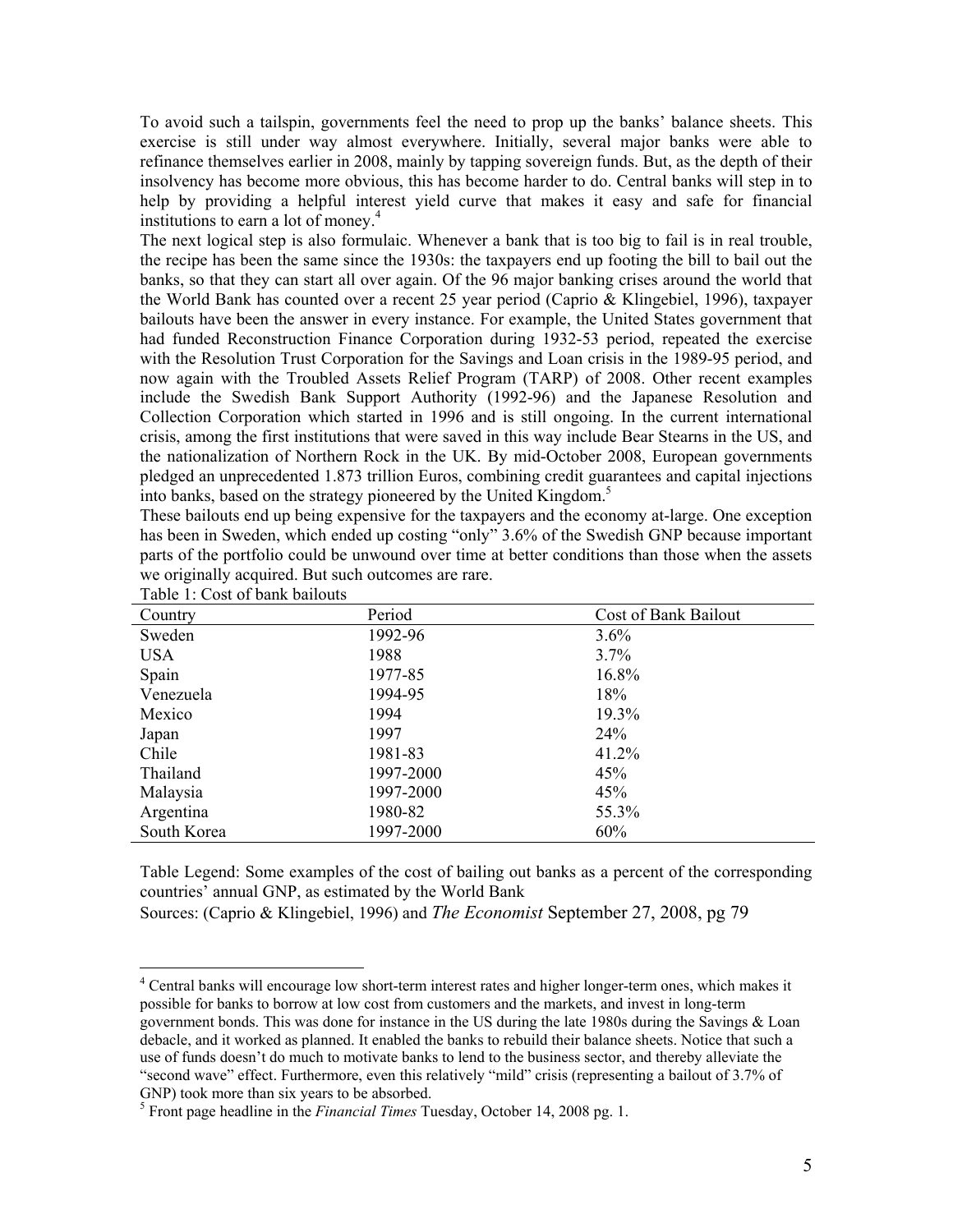To avoid such a tailspin, governments feel the need to prop up the banks' balance sheets. This exercise is still under way almost everywhere. Initially, several major banks were able to refinance themselves earlier in 2008, mainly by tapping sovereign funds. But, as the depth of their insolvency has become more obvious, this has become harder to do. Central banks will step in to help by providing a helpful interest yield curve that makes it easy and safe for financial institutions to earn a lot of money.[4]

The next logical step is also formulaic. Whenever a bank that is too big to fail is in real trouble, the recipe has been the same since the 1930s: the taxpayers end up footing the bill to bail out the banks, so that they can start all over again. Of the 96 major banking crises around the world that the World Bank has counted over a recent 25 year period (Caprio & Klingebiel, 1996), taxpayer bailouts have been the answer in every instance. For example, the United States government that had funded Reconstruction Finance Corporation during 1932-53 period, repeated the exercise with the Resolution Trust Corporation for the Savings and Loan crisis in the 1989-95 period, and now again with the Troubled Assets Relief Program (TARP) of 2008. Other recent examples include the Swedish Bank Support Authority (1992-96) and the Japanese Resolution and Collection Corporation which started in 1996 and is still ongoing. In the current international crisis, among the first institutions that were saved in this way include Bear Stearns in the US, and the nationalization of Northern Rock in the UK. By mid-October 2008, European governments pledged an unprecedented 1.873 trillion Euros, combining credit guarantees and capital injections into banks, based on the strategy pioneered by the United Kingdom.[5]

These bailouts end up being expensive for the taxpayers and the economy at-large. One exception has been in Sweden, which ended up costing "only" 3.6% of the Swedish GNP because important parts of the portfolio could be unwound over time at better conditions than those when the assets we originally acquired. But such outcomes are rare.

Table 1: Cost of bank bailouts

| Country | Period | Cost of Bank Bailout |
|---|---|---|
| Sweden | 1992-96 | 3.6% |
| USA | 1988 | 3.7% |
| Spain | 1977-85 | 16.8% |
| Venezuela | 1994-95 | 18% |
| Mexico | 1994 | 19.3% |
| Japan | 1997 | 24% |
| Chile | 1981-83 | 41.2% |
| Thailand | 1997-2000 | 45% |
| Malaysia | 1997-2000 | 45% |
| Argentina | 1980-82 | 55.3% |
| South Korea | 1997-2000 | 60% |

Table Legend: Some examples of the cost of bailing out banks as a percent of the corresponding countries' annual GNP, as estimated by the World Bank

Sources: (Caprio & Klingebiel, 1996) and *The Economist* September 27, 2008, pg 79

---

[4] Central banks will encourage low short-term interest rates and higher longer-term ones, which makes it possible for banks to borrow at low cost from customers and the markets, and invest in long-term government bonds. This was done for instance in the US during the late 1980s during the Savings & Loan debacle, and it worked as planned. It enabled the banks to rebuild their balance sheets. Notice that such a use of funds doesn't do much to motivate banks to lend to the business sector, and thereby alleviate the "second wave" effect. Furthermore, even this relatively "mild" crisis (representing a bailout of 3.7% of GNP) took more than six years to be absorbed.

[5] Front page headline in the *Financial Times* Tuesday, October 14, 2008 pg. 1.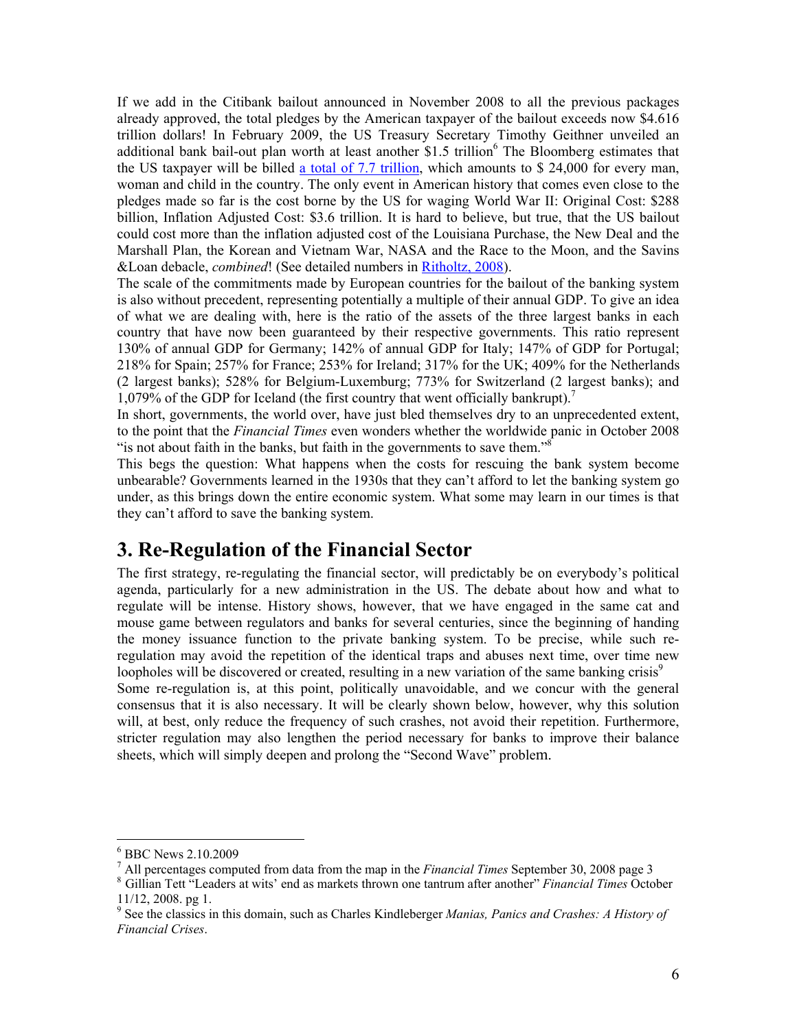If we add in the Citibank bailout announced in November 2008 to all the previous packages already approved, the total pledges by the American taxpayer of the bailout exceeds now $4.616 trillion dollars! In February 2009, the US Treasury Secretary Timothy Geithner unveiled an additional bank bail-out plan worth at least another $1.5 trillion[6] The Bloomberg estimates that the US taxpayer will be billed a total of 7.7 trillion, which amounts to $ 24,000 for every man, woman and child in the country. The only event in American history that comes even close to the pledges made so far is the cost borne by the US for waging World War II: Original Cost: $288 billion, Inflation Adjusted Cost: $3.6 trillion. It is hard to believe, but true, that the US bailout could cost more than the inflation adjusted cost of the Louisiana Purchase, the New Deal and the Marshall Plan, the Korean and Vietnam War, NASA and the Race to the Moon, and the Savins &Loan debacle, *combined*! (See detailed numbers in Ritholtz, 2008).

The scale of the commitments made by European countries for the bailout of the banking system is also without precedent, representing potentially a multiple of their annual GDP. To give an idea of what we are dealing with, here is the ratio of the assets of the three largest banks in each country that have now been guaranteed by their respective governments. This ratio represent 130% of annual GDP for Germany; 142% of annual GDP for Italy; 147% of GDP for Portugal; 218% for Spain; 257% for France; 253% for Ireland; 317% for the UK; 409% for the Netherlands (2 largest banks); 528% for Belgium-Luxemburg; 773% for Switzerland (2 largest banks); and 1,079% of the GDP for Iceland (the first country that went officially bankrupt).[7]

In short, governments, the world over, have just bled themselves dry to an unprecedented extent, to the point that the *Financial Times* even wonders whether the worldwide panic in October 2008 "is not about faith in the banks, but faith in the governments to save them."[8]

This begs the question: What happens when the costs for rescuing the bank system become unbearable? Governments learned in the 1930s that they can't afford to let the banking system go under, as this brings down the entire economic system. What some may learn in our times is that they can't afford to save the banking system.

## 3. Re-Regulation of the Financial Sector

The first strategy, re-regulating the financial sector, will predictably be on everybody's political agenda, particularly for a new administration in the US. The debate about how and what to regulate will be intense. History shows, however, that we have engaged in the same cat and mouse game between regulators and banks for several centuries, since the beginning of handing the money issuance function to the private banking system. To be precise, while such re-regulation may avoid the repetition of the identical traps and abuses next time, over time new loopholes will be discovered or created, resulting in a new variation of the same banking crisis[9]

Some re-regulation is, at this point, politically unavoidable, and we concur with the general consensus that it is also necessary. It will be clearly shown below, however, why this solution will, at best, only reduce the frequency of such crashes, not avoid their repetition. Furthermore, stricter regulation may also lengthen the period necessary for banks to improve their balance sheets, which will simply deepen and prolong the "Second Wave" problem.

---

[6] BBC News 2.10.2009

[7] All percentages computed from data from the map in the *Financial Times* September 30, 2008 page 3

[8] Gillian Tett "Leaders at wits' end as markets thrown one tantrum after another" *Financial Times* October 11/12, 2008. pg 1.

[9] See the classics in this domain, such as Charles Kindleberger *Manias, Panics and Crashes: A History of Financial Crises*.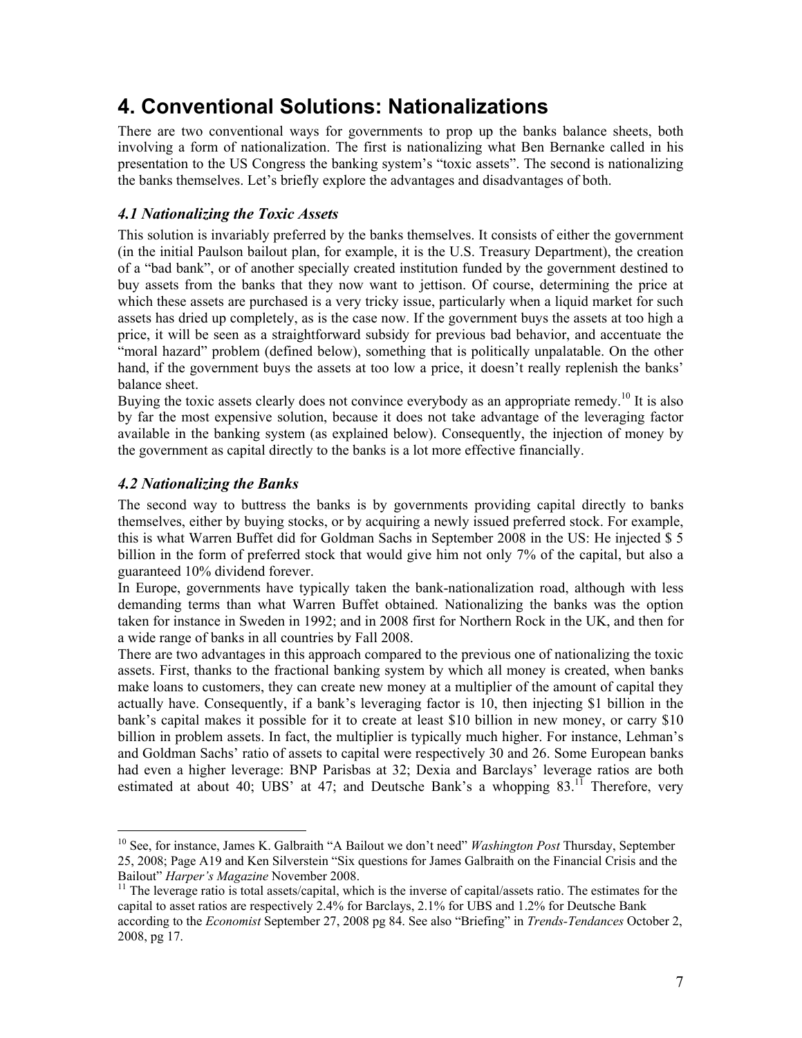# 4. Conventional Solutions: Nationalizations

There are two conventional ways for governments to prop up the banks balance sheets, both involving a form of nationalization. The first is nationalizing what Ben Bernanke called in his presentation to the US Congress the banking system's "toxic assets". The second is nationalizing the banks themselves. Let's briefly explore the advantages and disadvantages of both.

## *4.1 Nationalizing the Toxic Assets*

This solution is invariably preferred by the banks themselves. It consists of either the government (in the initial Paulson bailout plan, for example, it is the U.S. Treasury Department), the creation of a "bad bank", or of another specially created institution funded by the government destined to buy assets from the banks that they now want to jettison. Of course, determining the price at which these assets are purchased is a very tricky issue, particularly when a liquid market for such assets has dried up completely, as is the case now. If the government buys the assets at too high a price, it will be seen as a straightforward subsidy for previous bad behavior, and accentuate the "moral hazard" problem (defined below), something that is politically unpalatable. On the other hand, if the government buys the assets at too low a price, it doesn't really replenish the banks' balance sheet.

Buying the toxic assets clearly does not convince everybody as an appropriate remedy.[10] It is also by far the most expensive solution, because it does not take advantage of the leveraging factor available in the banking system (as explained below). Consequently, the injection of money by the government as capital directly to the banks is a lot more effective financially.

## *4.2 Nationalizing the Banks*

The second way to buttress the banks is by governments providing capital directly to banks themselves, either by buying stocks, or by acquiring a newly issued preferred stock. For example, this is what Warren Buffet did for Goldman Sachs in September 2008 in the US: He injected $ 5 billion in the form of preferred stock that would give him not only 7% of the capital, but also a guaranteed 10% dividend forever.

In Europe, governments have typically taken the bank-nationalization road, although with less demanding terms than what Warren Buffet obtained. Nationalizing the banks was the option taken for instance in Sweden in 1992; and in 2008 first for Northern Rock in the UK, and then for a wide range of banks in all countries by Fall 2008.

There are two advantages in this approach compared to the previous one of nationalizing the toxic assets. First, thanks to the fractional banking system by which all money is created, when banks make loans to customers, they can create new money at a multiplier of the amount of capital they actually have. Consequently, if a bank's leveraging factor is 10, then injecting $1 billion in the bank's capital makes it possible for it to create at least $10 billion in new money, or carry $10 billion in problem assets. In fact, the multiplier is typically much higher. For instance, Lehman's and Goldman Sachs' ratio of assets to capital were respectively 30 and 26. Some European banks had even a higher leverage: BNP Parisbas at 32; Dexia and Barclays' leverage ratios are both estimated at about 40; UBS' at 47; and Deutsche Bank's a whopping 83.[11] Therefore, very

---

[10] See, for instance, James K. Galbraith "A Bailout we don't need" *Washington Post* Thursday, September 25, 2008; Page A19 and Ken Silverstein "Six questions for James Galbraith on the Financial Crisis and the Bailout" *Harper's Magazine* November 2008.

[11] The leverage ratio is total assets/capital, which is the inverse of capital/assets ratio. The estimates for the capital to asset ratios are respectively 2.4% for Barclays, 2.1% for UBS and 1.2% for Deutsche Bank according to the *Economist* September 27, 2008 pg 84. See also "Briefing" in *Trends-Tendances* October 2, 2008, pg 17.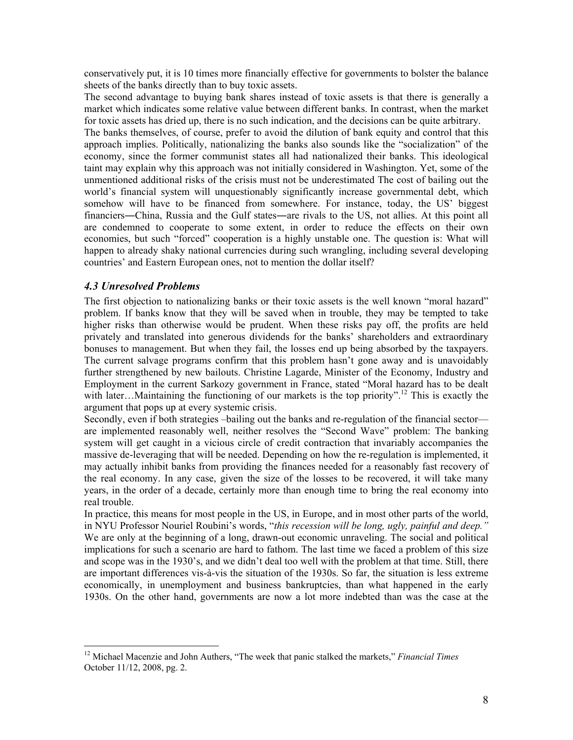conservatively put, it is 10 times more financially effective for governments to bolster the balance sheets of the banks directly than to buy toxic assets.

The second advantage to buying bank shares instead of toxic assets is that there is generally a market which indicates some relative value between different banks. In contrast, when the market for toxic assets has dried up, there is no such indication, and the decisions can be quite arbitrary.

The banks themselves, of course, prefer to avoid the dilution of bank equity and control that this approach implies. Politically, nationalizing the banks also sounds like the "socialization" of the economy, since the former communist states all had nationalized their banks. This ideological taint may explain why this approach was not initially considered in Washington. Yet, some of the unmentioned additional risks of the crisis must not be underestimated The cost of bailing out the world's financial system will unquestionably significantly increase governmental debt, which somehow will have to be financed from somewhere. For instance, today, the US' biggest financiers―China, Russia and the Gulf states―are rivals to the US, not allies. At this point all are condemned to cooperate to some extent, in order to reduce the effects on their own economies, but such "forced" cooperation is a highly unstable one. The question is: What will happen to already shaky national currencies during such wrangling, including several developing countries' and Eastern European ones, not to mention the dollar itself?

### *4.3 Unresolved Problems*

The first objection to nationalizing banks or their toxic assets is the well known "moral hazard" problem. If banks know that they will be saved when in trouble, they may be tempted to take higher risks than otherwise would be prudent. When these risks pay off, the profits are held privately and translated into generous dividends for the banks' shareholders and extraordinary bonuses to management. But when they fail, the losses end up being absorbed by the taxpayers. The current salvage programs confirm that this problem hasn't gone away and is unavoidably further strengthened by new bailouts. Christine Lagarde, Minister of the Economy, Industry and Employment in the current Sarkozy government in France, stated "Moral hazard has to be dealt with later…Maintaining the functioning of our markets is the top priority".[12] This is exactly the argument that pops up at every systemic crisis.

Secondly, even if both strategies –bailing out the banks and re-regulation of the financial sector—are implemented reasonably well, neither resolves the "Second Wave" problem: The banking system will get caught in a vicious circle of credit contraction that invariably accompanies the massive de-leveraging that will be needed. Depending on how the re-regulation is implemented, it may actually inhibit banks from providing the finances needed for a reasonably fast recovery of the real economy. In any case, given the size of the losses to be recovered, it will take many years, in the order of a decade, certainly more than enough time to bring the real economy into real trouble.

In practice, this means for most people in the US, in Europe, and in most other parts of the world, in NYU Professor Nouriel Roubini's words, "*this recession will be long, ugly, painful and deep."* We are only at the beginning of a long, drawn-out economic unraveling. The social and political implications for such a scenario are hard to fathom. The last time we faced a problem of this size and scope was in the 1930's, and we didn't deal too well with the problem at that time. Still, there are important differences vis-à-vis the situation of the 1930s. So far, the situation is less extreme economically, in unemployment and business bankruptcies, than what happened in the early 1930s. On the other hand, governments are now a lot more indebted than was the case at the

---

[12] Michael Macenzie and John Authers, "The week that panic stalked the markets," *Financial Times* October 11/12, 2008, pg. 2.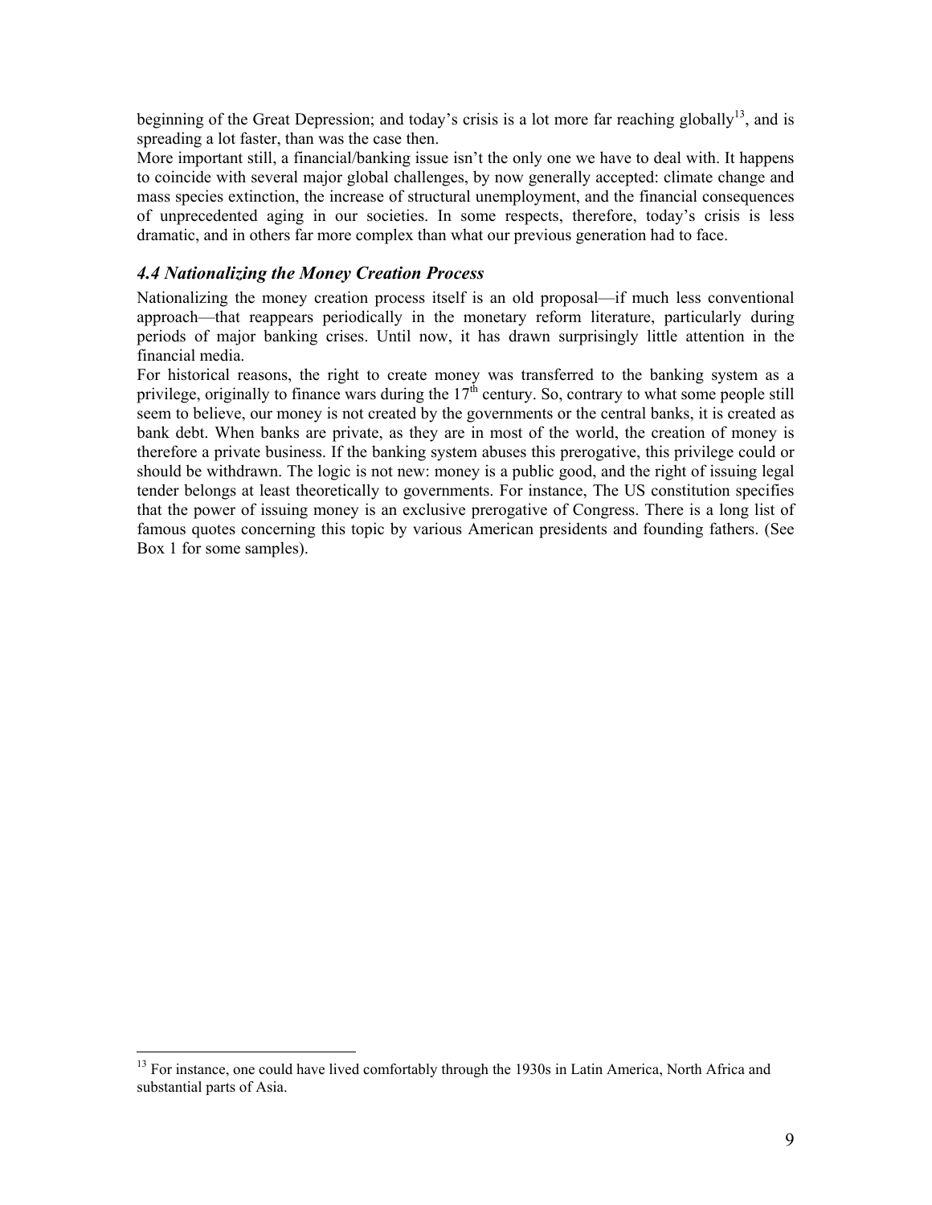beginning of the Great Depression; and today's crisis is a lot more far reaching globally[13], and is spreading a lot faster, than was the case then.

More important still, a financial/banking issue isn't the only one we have to deal with. It happens to coincide with several major global challenges, by now generally accepted: climate change and mass species extinction, the increase of structural unemployment, and the financial consequences of unprecedented aging in our societies. In some respects, therefore, today's crisis is less dramatic, and in others far more complex than what our previous generation had to face.

### *4.4 Nationalizing the Money Creation Process*

Nationalizing the money creation process itself is an old proposal—if much less conventional approach—that reappears periodically in the monetary reform literature, particularly during periods of major banking crises. Until now, it has drawn surprisingly little attention in the financial media.

For historical reasons, the right to create money was transferred to the banking system as a privilege, originally to finance wars during the 17th century. So, contrary to what some people still seem to believe, our money is not created by the governments or the central banks, it is created as bank debt. When banks are private, as they are in most of the world, the creation of money is therefore a private business. If the banking system abuses this prerogative, this privilege could or should be withdrawn. The logic is not new: money is a public good, and the right of issuing legal tender belongs at least theoretically to governments. For instance, The US constitution specifies that the power of issuing money is an exclusive prerogative of Congress. There is a long list of famous quotes concerning this topic by various American presidents and founding fathers. (See Box 1 for some samples).

---

[13] For instance, one could have lived comfortably through the 1930s in Latin America, North Africa and substantial parts of Asia.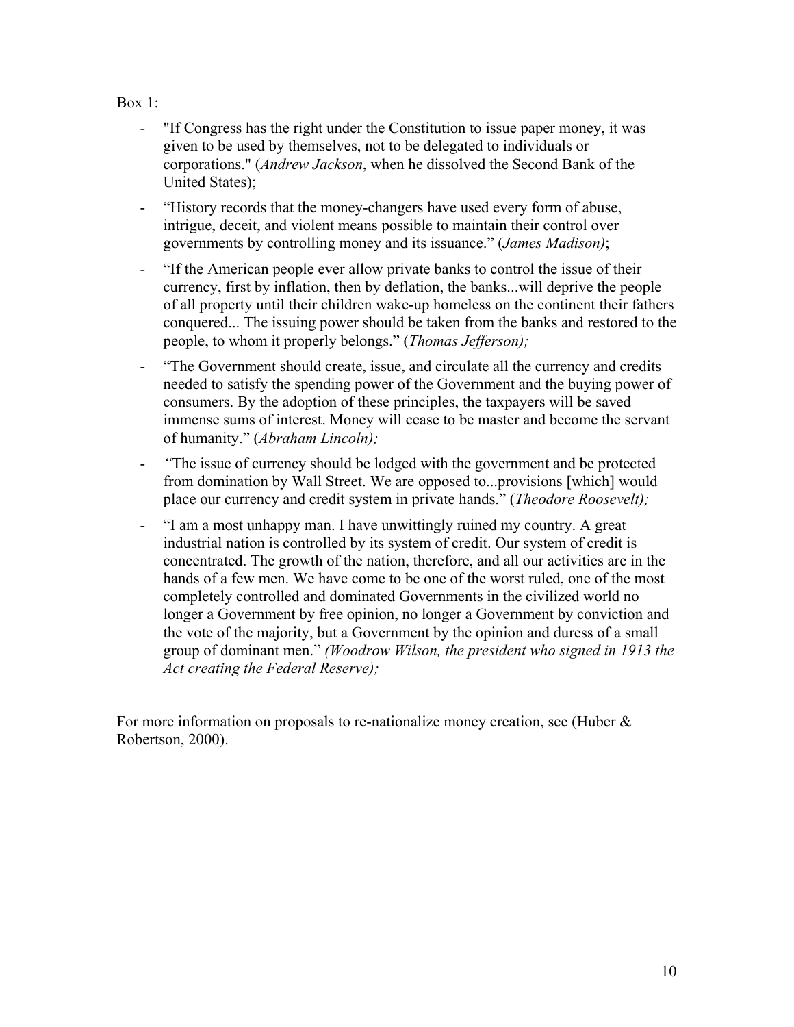Box 1:

- "If Congress has the right under the Constitution to issue paper money, it was given to be used by themselves, not to be delegated to individuals or corporations." (*Andrew Jackson*, when he dissolved the Second Bank of the United States);
- "History records that the money-changers have used every form of abuse, intrigue, deceit, and violent means possible to maintain their control over governments by controlling money and its issuance." (*James Madison)*;
- "If the American people ever allow private banks to control the issue of their currency, first by inflation, then by deflation, the banks...will deprive the people of all property until their children wake-up homeless on the continent their fathers conquered... The issuing power should be taken from the banks and restored to the people, to whom it properly belongs." (*Thomas Jefferson);*
- "The Government should create, issue, and circulate all the currency and credits needed to satisfy the spending power of the Government and the buying power of consumers. By the adoption of these principles, the taxpayers will be saved immense sums of interest. Money will cease to be master and become the servant of humanity." (*Abraham Lincoln);*
- *"*The issue of currency should be lodged with the government and be protected from domination by Wall Street. We are opposed to...provisions [which] would place our currency and credit system in private hands." (*Theodore Roosevelt);*
- "I am a most unhappy man. I have unwittingly ruined my country. A great industrial nation is controlled by its system of credit. Our system of credit is concentrated. The growth of the nation, therefore, and all our activities are in the hands of a few men. We have come to be one of the worst ruled, one of the most completely controlled and dominated Governments in the civilized world no longer a Government by free opinion, no longer a Government by conviction and the vote of the majority, but a Government by the opinion and duress of a small group of dominant men." *(Woodrow Wilson, the president who signed in 1913 the Act creating the Federal Reserve);*

For more information on proposals to re-nationalize money creation, see (Huber & Robertson, 2000).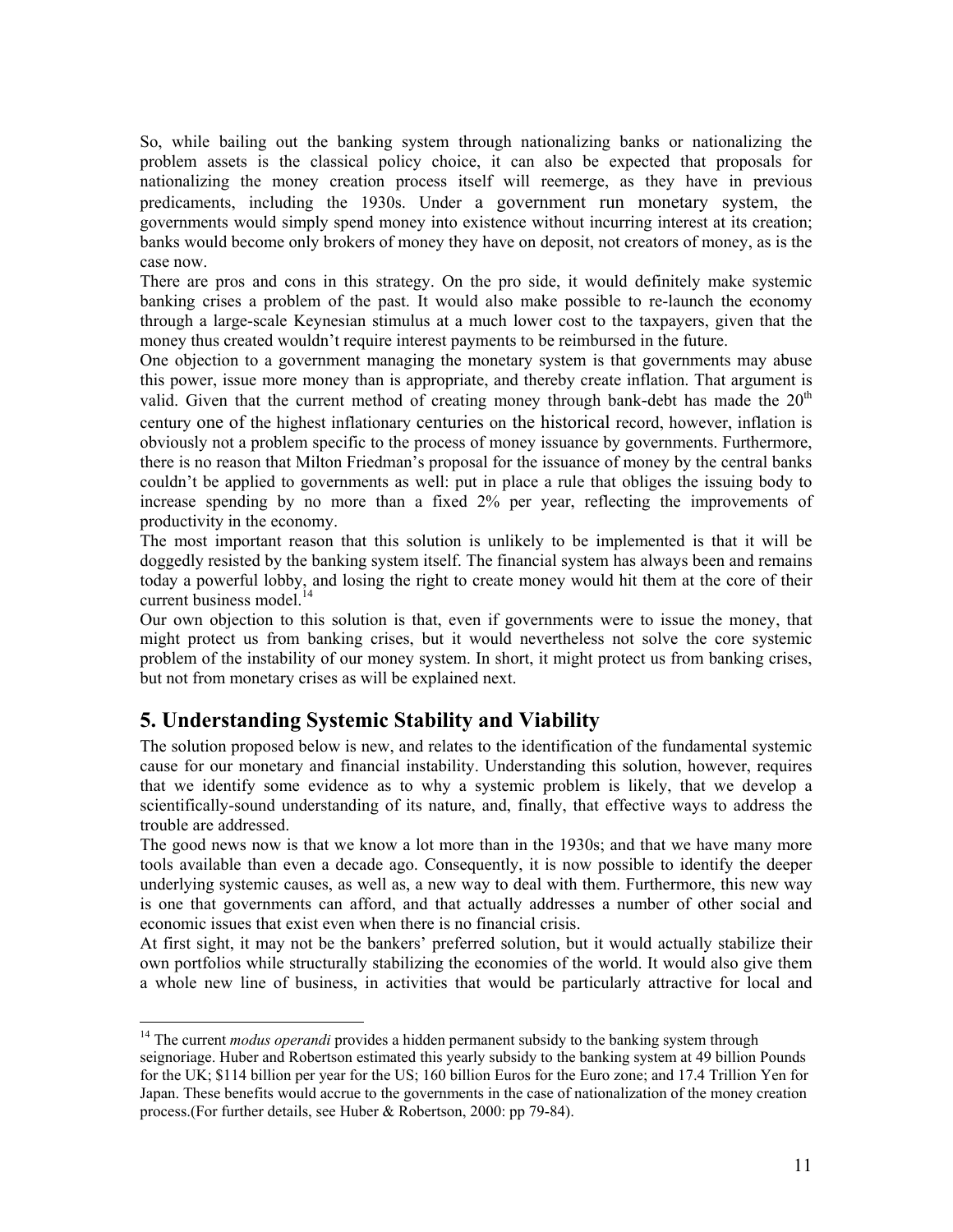So, while bailing out the banking system through nationalizing banks or nationalizing the problem assets is the classical policy choice, it can also be expected that proposals for nationalizing the money creation process itself will reemerge, as they have in previous predicaments, including the 1930s. Under a government run monetary system, the governments would simply spend money into existence without incurring interest at its creation; banks would become only brokers of money they have on deposit, not creators of money, as is the case now.

There are pros and cons in this strategy. On the pro side, it would definitely make systemic banking crises a problem of the past. It would also make possible to re-launch the economy through a large-scale Keynesian stimulus at a much lower cost to the taxpayers, given that the money thus created wouldn't require interest payments to be reimbursed in the future.

One objection to a government managing the monetary system is that governments may abuse this power, issue more money than is appropriate, and thereby create inflation. That argument is valid. Given that the current method of creating money through bank-debt has made the 20th century one of the highest inflationary centuries on the historical record, however, inflation is obviously not a problem specific to the process of money issuance by governments. Furthermore, there is no reason that Milton Friedman's proposal for the issuance of money by the central banks couldn't be applied to governments as well: put in place a rule that obliges the issuing body to increase spending by no more than a fixed 2% per year, reflecting the improvements of productivity in the economy.

The most important reason that this solution is unlikely to be implemented is that it will be doggedly resisted by the banking system itself. The financial system has always been and remains today a powerful lobby, and losing the right to create money would hit them at the core of their current business model.[14]

Our own objection to this solution is that, even if governments were to issue the money, that might protect us from banking crises, but it would nevertheless not solve the core systemic problem of the instability of our money system. In short, it might protect us from banking crises, but not from monetary crises as will be explained next.

## 5. Understanding Systemic Stability and Viability

The solution proposed below is new, and relates to the identification of the fundamental systemic cause for our monetary and financial instability. Understanding this solution, however, requires that we identify some evidence as to why a systemic problem is likely, that we develop a scientifically-sound understanding of its nature, and, finally, that effective ways to address the trouble are addressed.

The good news now is that we know a lot more than in the 1930s; and that we have many more tools available than even a decade ago. Consequently, it is now possible to identify the deeper underlying systemic causes, as well as, a new way to deal with them. Furthermore, this new way is one that governments can afford, and that actually addresses a number of other social and economic issues that exist even when there is no financial crisis.

At first sight, it may not be the bankers' preferred solution, but it would actually stabilize their own portfolios while structurally stabilizing the economies of the world. It would also give them a whole new line of business, in activities that would be particularly attractive for local and

---

[14] The current *modus operandi* provides a hidden permanent subsidy to the banking system through seignoriage. Huber and Robertson estimated this yearly subsidy to the banking system at 49 billion Pounds for the UK; $114 billion per year for the US; 160 billion Euros for the Euro zone; and 17.4 Trillion Yen for Japan. These benefits would accrue to the governments in the case of nationalization of the money creation process.(For further details, see Huber & Robertson, 2000: pp 79-84).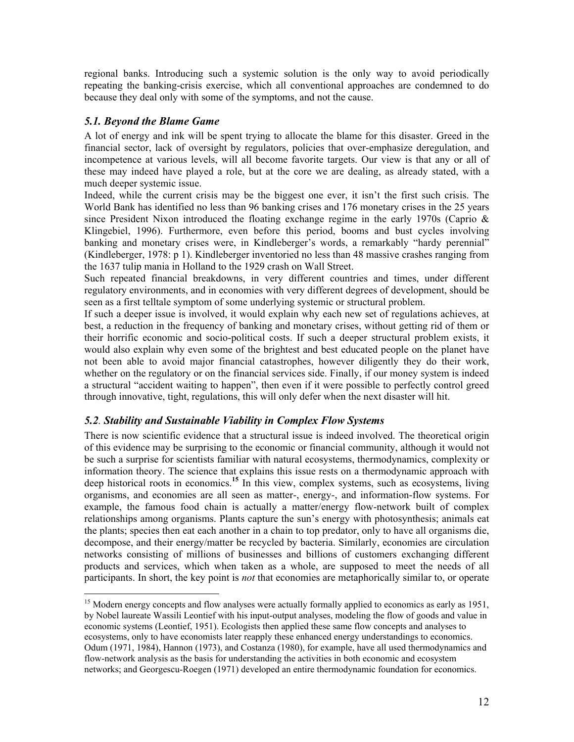regional banks. Introducing such a systemic solution is the only way to avoid periodically repeating the banking-crisis exercise, which all conventional approaches are condemned to do because they deal only with some of the symptoms, and not the cause.

### *5.1. Beyond the Blame Game*

A lot of energy and ink will be spent trying to allocate the blame for this disaster. Greed in the financial sector, lack of oversight by regulators, policies that over-emphasize deregulation, and incompetence at various levels, will all become favorite targets. Our view is that any or all of these may indeed have played a role, but at the core we are dealing, as already stated, with a much deeper systemic issue.

Indeed, while the current crisis may be the biggest one ever, it isn't the first such crisis. The World Bank has identified no less than 96 banking crises and 176 monetary crises in the 25 years since President Nixon introduced the floating exchange regime in the early 1970s (Caprio & Klingebiel, 1996). Furthermore, even before this period, booms and bust cycles involving banking and monetary crises were, in Kindleberger's words, a remarkably "hardy perennial" (Kindleberger, 1978: p 1). Kindleberger inventoried no less than 48 massive crashes ranging from the 1637 tulip mania in Holland to the 1929 crash on Wall Street.

Such repeated financial breakdowns, in very different countries and times, under different regulatory environments, and in economies with very different degrees of development, should be seen as a first telltale symptom of some underlying systemic or structural problem.

If such a deeper issue is involved, it would explain why each new set of regulations achieves, at best, a reduction in the frequency of banking and monetary crises, without getting rid of them or their horrific economic and socio-political costs. If such a deeper structural problem exists, it would also explain why even some of the brightest and best educated people on the planet have not been able to avoid major financial catastrophes, however diligently they do their work, whether on the regulatory or on the financial services side. Finally, if our money system is indeed a structural "accident waiting to happen", then even if it were possible to perfectly control greed through innovative, tight, regulations, this will only defer when the next disaster will hit.

### *5.2. Stability and Sustainable Viability in Complex Flow Systems*

There is now scientific evidence that a structural issue is indeed involved. The theoretical origin of this evidence may be surprising to the economic or financial community, although it would not be such a surprise for scientists familiar with natural ecosystems, thermodynamics, complexity or information theory. The science that explains this issue rests on a thermodynamic approach with deep historical roots in economics.[15] In this view, complex systems, such as ecosystems, living organisms, and economies are all seen as matter-, energy-, and information-flow systems. For example, the famous food chain is actually a matter/energy flow-network built of complex relationships among organisms. Plants capture the sun's energy with photosynthesis; animals eat the plants; species then eat each another in a chain to top predator, only to have all organisms die, decompose, and their energy/matter be recycled by bacteria. Similarly, economies are circulation networks consisting of millions of businesses and billions of customers exchanging different products and services, which when taken as a whole, are supposed to meet the needs of all participants. In short, the key point is *not* that economies are metaphorically similar to, or operate

---

[15] Modern energy concepts and flow analyses were actually formally applied to economics as early as 1951, by Nobel laureate Wassili Leontief with his input-output analyses, modeling the flow of goods and value in economic systems (Leontief, 1951). Ecologists then applied these same flow concepts and analyses to ecosystems, only to have economists later reapply these enhanced energy understandings to economics. Odum (1971, 1984), Hannon (1973), and Costanza (1980), for example, have all used thermodynamics and flow-network analysis as the basis for understanding the activities in both economic and ecosystem networks; and Georgescu-Roegen (1971) developed an entire thermodynamic foundation for economics.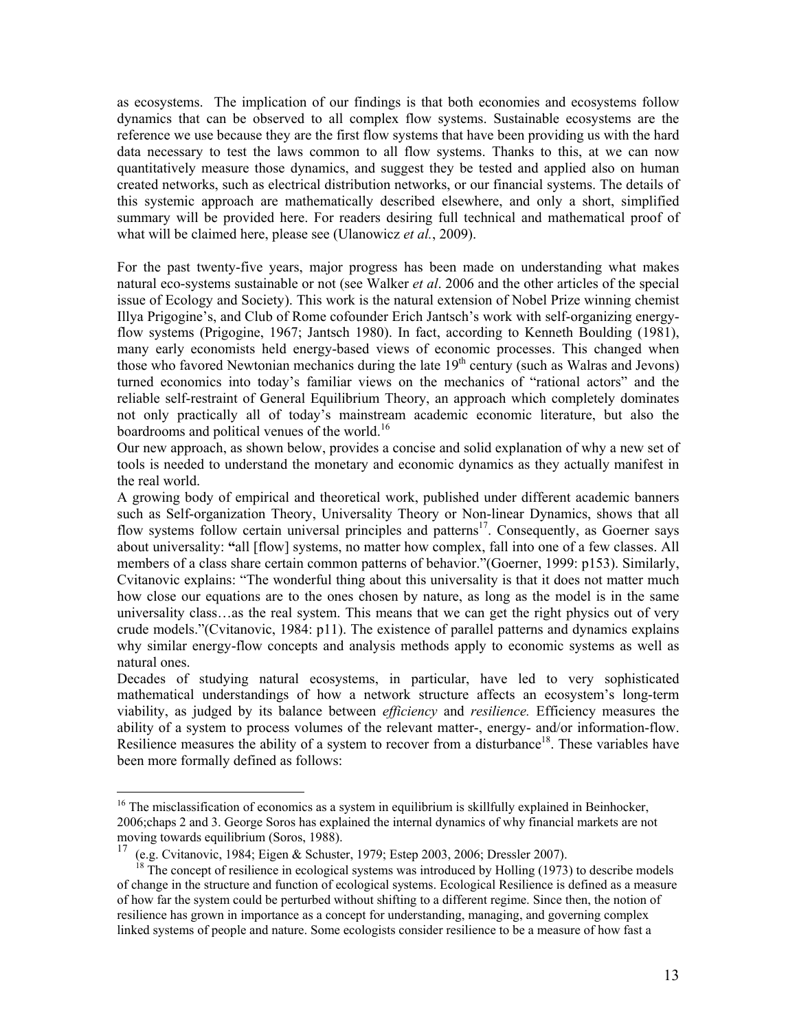as ecosystems. The implication of our findings is that both economies and ecosystems follow dynamics that can be observed to all complex flow systems. Sustainable ecosystems are the reference we use because they are the first flow systems that have been providing us with the hard data necessary to test the laws common to all flow systems. Thanks to this, at we can now quantitatively measure those dynamics, and suggest they be tested and applied also on human created networks, such as electrical distribution networks, or our financial systems. The details of this systemic approach are mathematically described elsewhere, and only a short, simplified summary will be provided here. For readers desiring full technical and mathematical proof of what will be claimed here, please see (Ulanowicz *et al.*, 2009).

For the past twenty-five years, major progress has been made on understanding what makes natural eco-systems sustainable or not (see Walker *et al*. 2006 and the other articles of the special issue of Ecology and Society). This work is the natural extension of Nobel Prize winning chemist Illya Prigogine's, and Club of Rome cofounder Erich Jantsch's work with self-organizing energy-flow systems (Prigogine, 1967; Jantsch 1980). In fact, according to Kenneth Boulding (1981), many early economists held energy-based views of economic processes. This changed when those who favored Newtonian mechanics during the late 19th century (such as Walras and Jevons) turned economics into today's familiar views on the mechanics of "rational actors" and the reliable self-restraint of General Equilibrium Theory, an approach which completely dominates not only practically all of today's mainstream academic economic literature, but also the boardrooms and political venues of the world.[16]

Our new approach, as shown below, provides a concise and solid explanation of why a new set of tools is needed to understand the monetary and economic dynamics as they actually manifest in the real world.

A growing body of empirical and theoretical work, published under different academic banners such as Self-organization Theory, Universality Theory or Non-linear Dynamics, shows that all flow systems follow certain universal principles and patterns[17]. Consequently, as Goerner says about universality: **"**all [flow] systems, no matter how complex, fall into one of a few classes. All members of a class share certain common patterns of behavior."(Goerner, 1999: p153). Similarly, Cvitanovic explains: "The wonderful thing about this universality is that it does not matter much how close our equations are to the ones chosen by nature, as long as the model is in the same universality class…as the real system. This means that we can get the right physics out of very crude models."(Cvitanovic, 1984: p11). The existence of parallel patterns and dynamics explains why similar energy-flow concepts and analysis methods apply to economic systems as well as natural ones.

Decades of studying natural ecosystems, in particular, have led to very sophisticated mathematical understandings of how a network structure affects an ecosystem's long-term viability, as judged by its balance between *efficiency* and *resilience.* Efficiency measures the ability of a system to process volumes of the relevant matter-, energy- and/or information-flow. Resilience measures the ability of a system to recover from a disturbance[18]. These variables have been more formally defined as follows:

---

[16] The misclassification of economics as a system in equilibrium is skillfully explained in Beinhocker, 2006;chaps 2 and 3. George Soros has explained the internal dynamics of why financial markets are not moving towards equilibrium (Soros, 1988).

[17] (e.g. Cvitanovic, 1984; Eigen & Schuster, 1979; Estep 2003, 2006; Dressler 2007).

[18] The concept of resilience in ecological systems was introduced by Holling (1973) to describe models of change in the structure and function of ecological systems. Ecological Resilience is defined as a measure of how far the system could be perturbed without shifting to a different regime. Since then, the notion of resilience has grown in importance as a concept for understanding, managing, and governing complex linked systems of people and nature. Some ecologists consider resilience to be a measure of how fast a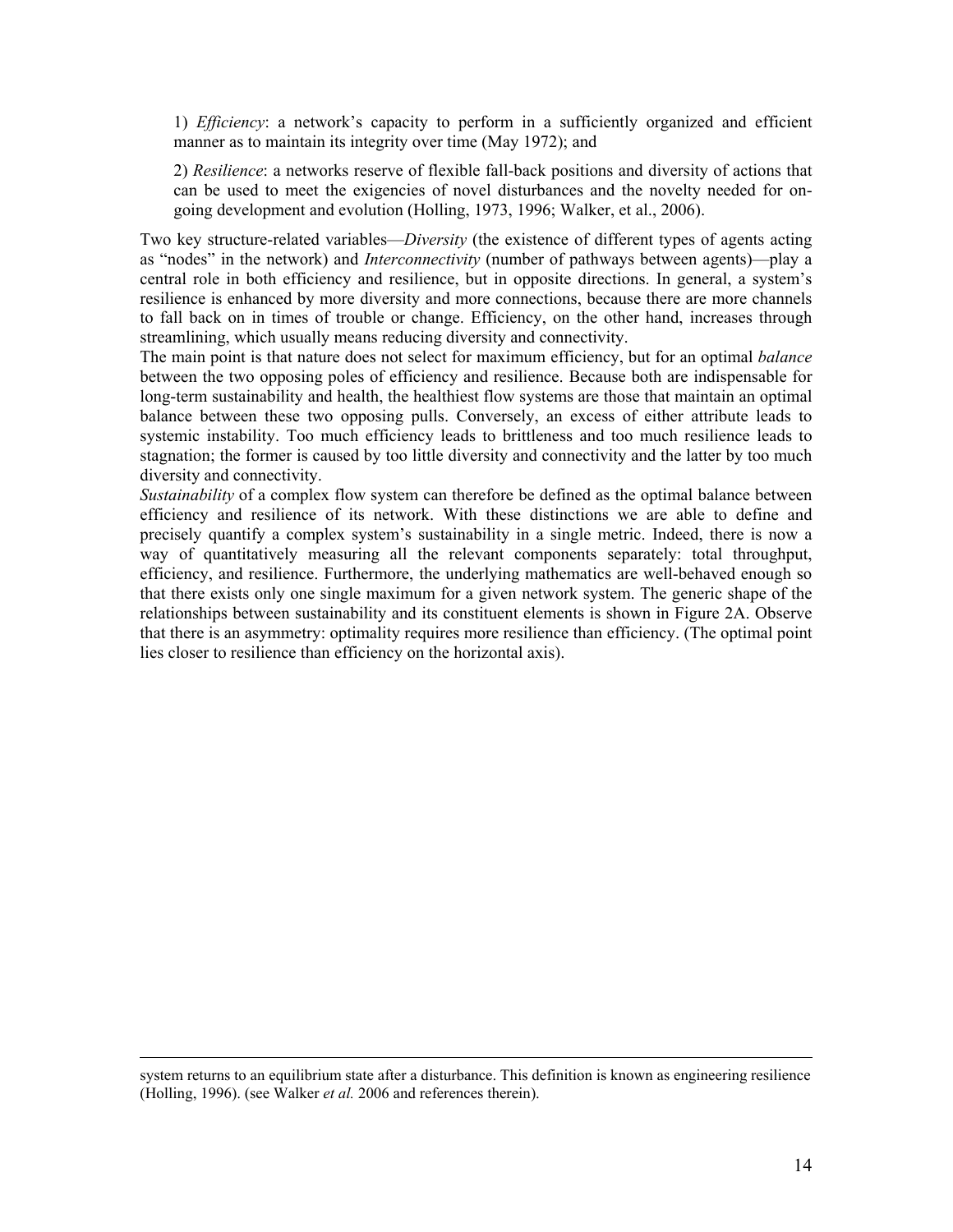1) *Efficiency*: a network's capacity to perform in a sufficiently organized and efficient manner as to maintain its integrity over time (May 1972); and

2) *Resilience*: a networks reserve of flexible fall-back positions and diversity of actions that can be used to meet the exigencies of novel disturbances and the novelty needed for on-going development and evolution (Holling, 1973, 1996; Walker, et al., 2006).

Two key structure-related variables—*Diversity* (the existence of different types of agents acting as "nodes" in the network) and *Interconnectivity* (number of pathways between agents)—play a central role in both efficiency and resilience, but in opposite directions. In general, a system's resilience is enhanced by more diversity and more connections, because there are more channels to fall back on in times of trouble or change. Efficiency, on the other hand, increases through streamlining, which usually means reducing diversity and connectivity.

The main point is that nature does not select for maximum efficiency, but for an optimal *balance* between the two opposing poles of efficiency and resilience. Because both are indispensable for long-term sustainability and health, the healthiest flow systems are those that maintain an optimal balance between these two opposing pulls. Conversely, an excess of either attribute leads to systemic instability. Too much efficiency leads to brittleness and too much resilience leads to stagnation; the former is caused by too little diversity and connectivity and the latter by too much diversity and connectivity.

*Sustainability* of a complex flow system can therefore be defined as the optimal balance between efficiency and resilience of its network. With these distinctions we are able to define and precisely quantify a complex system's sustainability in a single metric. Indeed, there is now a way of quantitatively measuring all the relevant components separately: total throughput, efficiency, and resilience. Furthermore, the underlying mathematics are well-behaved enough so that there exists only one single maximum for a given network system. The generic shape of the relationships between sustainability and its constituent elements is shown in Figure 2A. Observe that there is an asymmetry: optimality requires more resilience than efficiency. (The optimal point lies closer to resilience than efficiency on the horizontal axis).

---

system returns to an equilibrium state after a disturbance. This definition is known as engineering resilience (Holling, 1996). (see Walker *et al.* 2006 and references therein).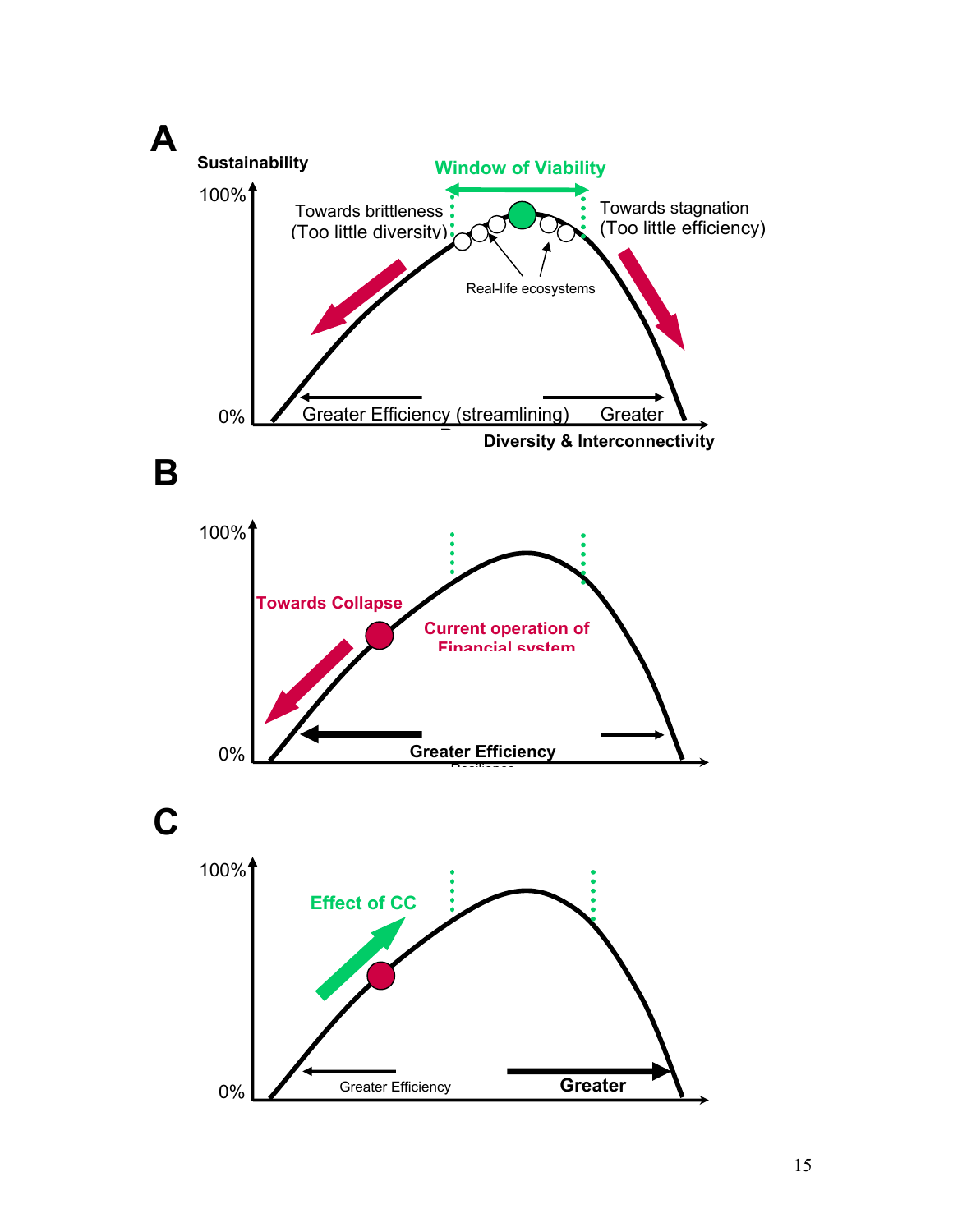**A**

Sustainability

Window of Viability

100%

Towards brittleness
(Too little diversity)

Towards stagnation
(Too little efficiency)

Real-life ecosystems

0%

Greater Efficiency (streamlining)

Greater

Diversity & Interconnectivity

**B**

100%

Towards Collapse

Current operation of
Financial system

0%

Greater Efficiency

**C**

100%

Effect of CC

0%

Greater Efficiency

Greater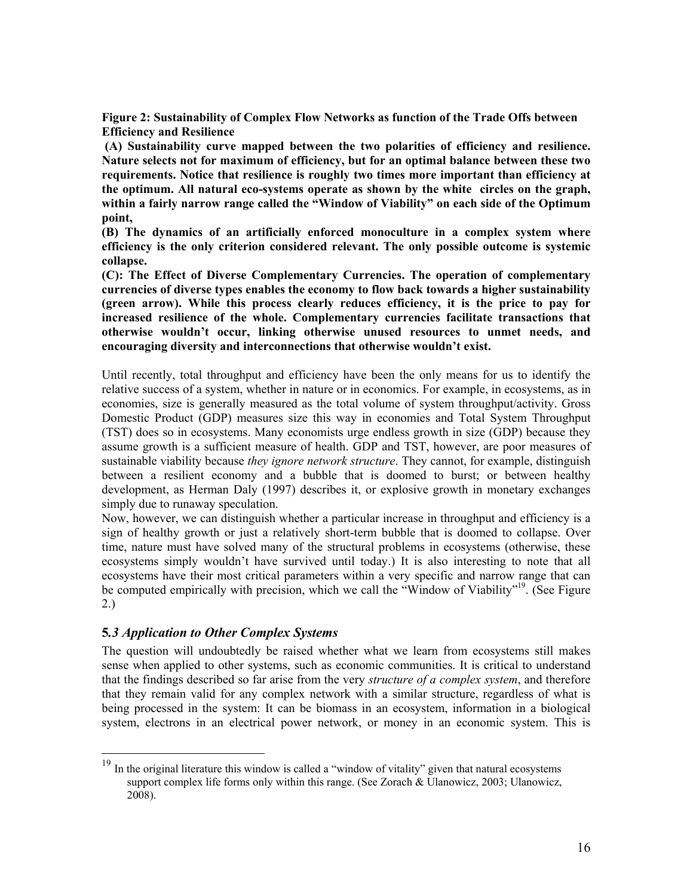**Figure 2: Sustainability of Complex Flow Networks as function of the Trade Offs between Efficiency and Resilience**

**(A) Sustainability curve mapped between the two polarities of efficiency and resilience. Nature selects not for maximum of efficiency, but for an optimal balance between these two requirements. Notice that resilience is roughly two times more important than efficiency at the optimum. All natural eco-systems operate as shown by the white circles on the graph, within a fairly narrow range called the "Window of Viability" on each side of the Optimum point,**

**(B) The dynamics of an artificially enforced monoculture in a complex system where efficiency is the only criterion considered relevant. The only possible outcome is systemic collapse.**

**(C): The Effect of Diverse Complementary Currencies. The operation of complementary currencies of diverse types enables the economy to flow back towards a higher sustainability (green arrow). While this process clearly reduces efficiency, it is the price to pay for increased resilience of the whole. Complementary currencies facilitate transactions that otherwise wouldn't occur, linking otherwise unused resources to unmet needs, and encouraging diversity and interconnections that otherwise wouldn't exist.**

Until recently, total throughput and efficiency have been the only means for us to identify the relative success of a system, whether in nature or in economics. For example, in ecosystems, as in economies, size is generally measured as the total volume of system throughput/activity. Gross Domestic Product (GDP) measures size this way in economies and Total System Throughput (TST) does so in ecosystems. Many economists urge endless growth in size (GDP) because they assume growth is a sufficient measure of health. GDP and TST, however, are poor measures of sustainable viability because *they ignore network structure*. They cannot, for example, distinguish between a resilient economy and a bubble that is doomed to burst; or between healthy development, as Herman Daly (1997) describes it, or explosive growth in monetary exchanges simply due to runaway speculation.

Now, however, we can distinguish whether a particular increase in throughput and efficiency is a sign of healthy growth or just a relatively short-term bubble that is doomed to collapse. Over time, nature must have solved many of the structural problems in ecosystems (otherwise, these ecosystems simply wouldn't have survived until today.) It is also interesting to note that all ecosystems have their most critical parameters within a very specific and narrow range that can be computed empirically with precision, which we call the "Window of Viability"[19]. (See Figure 2.)

### 5.3 Application to Other Complex Systems

The question will undoubtedly be raised whether what we learn from ecosystems still makes sense when applied to other systems, such as economic communities. It is critical to understand that the findings described so far arise from the very *structure of a complex system*, and therefore that they remain valid for any complex network with a similar structure, regardless of what is being processed in the system: It can be biomass in an ecosystem, information in a biological system, electrons in an electrical power network, or money in an economic system. This is

[19] In the original literature this window is called a "window of vitality" given that natural ecosystems support complex life forms only within this range. (See Zorach & Ulanowicz, 2003; Ulanowicz, 2008).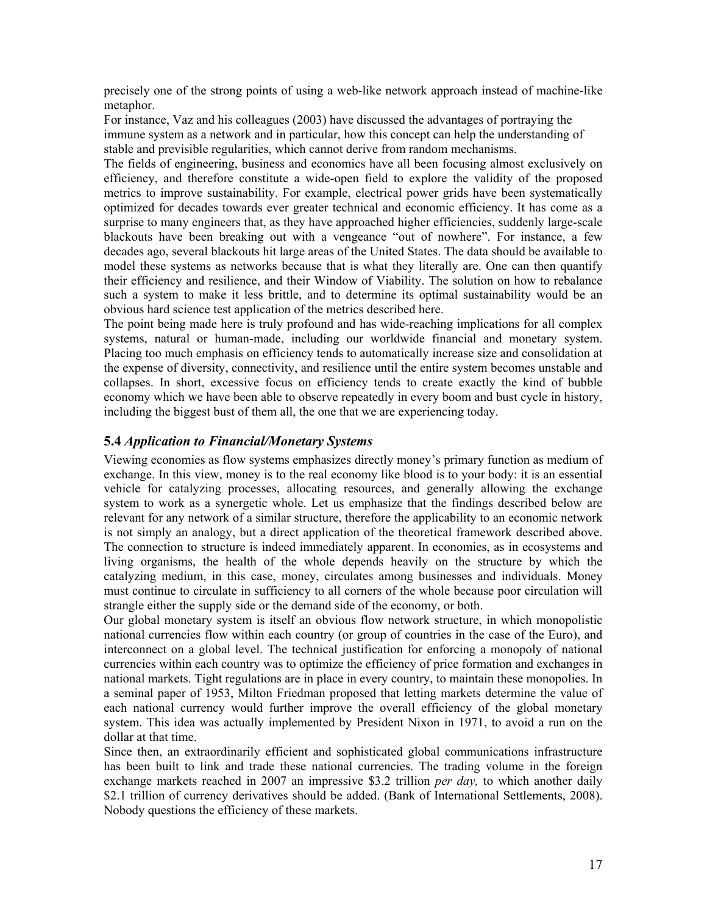precisely one of the strong points of using a web-like network approach instead of machine-like metaphor.

For instance, Vaz and his colleagues (2003) have discussed the advantages of portraying the immune system as a network and in particular, how this concept can help the understanding of stable and previsible regularities, which cannot derive from random mechanisms.

The fields of engineering, business and economics have all been focusing almost exclusively on efficiency, and therefore constitute a wide-open field to explore the validity of the proposed metrics to improve sustainability. For example, electrical power grids have been systematically optimized for decades towards ever greater technical and economic efficiency. It has come as a surprise to many engineers that, as they have approached higher efficiencies, suddenly large-scale blackouts have been breaking out with a vengeance "out of nowhere". For instance, a few decades ago, several blackouts hit large areas of the United States. The data should be available to model these systems as networks because that is what they literally are. One can then quantify their efficiency and resilience, and their Window of Viability. The solution on how to rebalance such a system to make it less brittle, and to determine its optimal sustainability would be an obvious hard science test application of the metrics described here.

The point being made here is truly profound and has wide-reaching implications for all complex systems, natural or human-made, including our worldwide financial and monetary system. Placing too much emphasis on efficiency tends to automatically increase size and consolidation at the expense of diversity, connectivity, and resilience until the entire system becomes unstable and collapses. In short, excessive focus on efficiency tends to create exactly the kind of bubble economy which we have been able to observe repeatedly in every boom and bust cycle in history, including the biggest bust of them all, the one that we are experiencing today.

### 5.4 *Application to Financial/Monetary Systems*

Viewing economies as flow systems emphasizes directly money's primary function as medium of exchange. In this view, money is to the real economy like blood is to your body: it is an essential vehicle for catalyzing processes, allocating resources, and generally allowing the exchange system to work as a synergetic whole. Let us emphasize that the findings described below are relevant for any network of a similar structure, therefore the applicability to an economic network is not simply an analogy, but a direct application of the theoretical framework described above.

The connection to structure is indeed immediately apparent. In economies, as in ecosystems and living organisms, the health of the whole depends heavily on the structure by which the catalyzing medium, in this case, money, circulates among businesses and individuals. Money must continue to circulate in sufficiency to all corners of the whole because poor circulation will strangle either the supply side or the demand side of the economy, or both.

Our global monetary system is itself an obvious flow network structure, in which monopolistic national currencies flow within each country (or group of countries in the case of the Euro), and interconnect on a global level. The technical justification for enforcing a monopoly of national currencies within each country was to optimize the efficiency of price formation and exchanges in national markets. Tight regulations are in place in every country, to maintain these monopolies. In a seminal paper of 1953, Milton Friedman proposed that letting markets determine the value of each national currency would further improve the overall efficiency of the global monetary system. This idea was actually implemented by President Nixon in 1971, to avoid a run on the dollar at that time.

Since then, an extraordinarily efficient and sophisticated global communications infrastructure has been built to link and trade these national currencies. The trading volume in the foreign exchange markets reached in 2007 an impressive \$3.2 trillion *per day,* to which another daily \$2.1 trillion of currency derivatives should be added. (Bank of International Settlements, 2008). Nobody questions the efficiency of these markets.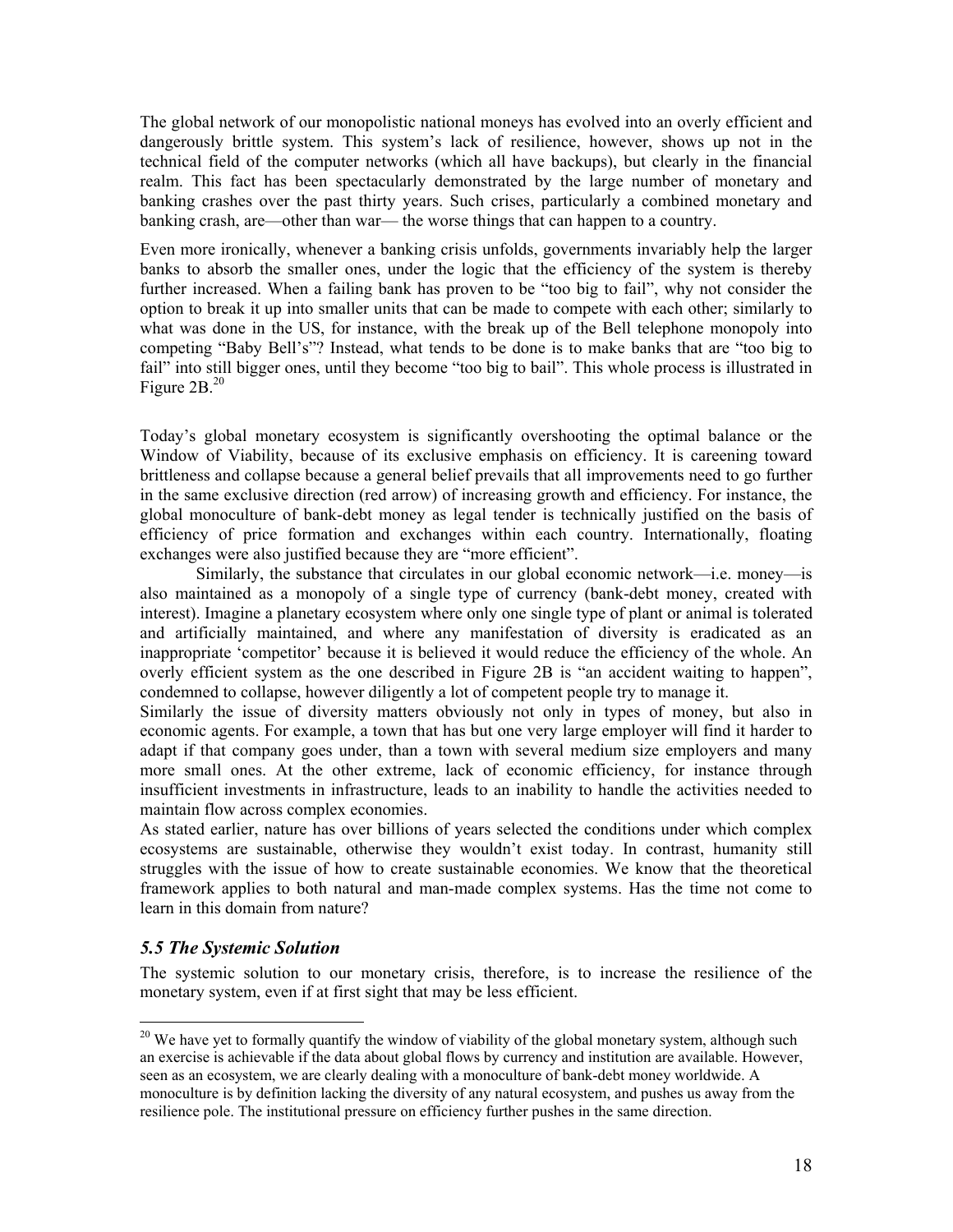The global network of our monopolistic national moneys has evolved into an overly efficient and dangerously brittle system. This system's lack of resilience, however, shows up not in the technical field of the computer networks (which all have backups), but clearly in the financial realm. This fact has been spectacularly demonstrated by the large number of monetary and banking crashes over the past thirty years. Such crises, particularly a combined monetary and banking crash, are—other than war— the worse things that can happen to a country.

Even more ironically, whenever a banking crisis unfolds, governments invariably help the larger banks to absorb the smaller ones, under the logic that the efficiency of the system is thereby further increased. When a failing bank has proven to be "too big to fail", why not consider the option to break it up into smaller units that can be made to compete with each other; similarly to what was done in the US, for instance, with the break up of the Bell telephone monopoly into competing "Baby Bell's"? Instead, what tends to be done is to make banks that are "too big to fail" into still bigger ones, until they become "too big to bail". This whole process is illustrated in Figure 2B.[20]

Today's global monetary ecosystem is significantly overshooting the optimal balance or the Window of Viability, because of its exclusive emphasis on efficiency. It is careening toward brittleness and collapse because a general belief prevails that all improvements need to go further in the same exclusive direction (red arrow) of increasing growth and efficiency. For instance, the global monoculture of bank-debt money as legal tender is technically justified on the basis of efficiency of price formation and exchanges within each country. Internationally, floating exchanges were also justified because they are "more efficient".

Similarly, the substance that circulates in our global economic network—i.e. money—is also maintained as a monopoly of a single type of currency (bank-debt money, created with interest). Imagine a planetary ecosystem where only one single type of plant or animal is tolerated and artificially maintained, and where any manifestation of diversity is eradicated as an inappropriate 'competitor' because it is believed it would reduce the efficiency of the whole. An overly efficient system as the one described in Figure 2B is "an accident waiting to happen", condemned to collapse, however diligently a lot of competent people try to manage it.

Similarly the issue of diversity matters obviously not only in types of money, but also in economic agents. For example, a town that has but one very large employer will find it harder to adapt if that company goes under, than a town with several medium size employers and many more small ones. At the other extreme, lack of economic efficiency, for instance through insufficient investments in infrastructure, leads to an inability to handle the activities needed to maintain flow across complex economies.

As stated earlier, nature has over billions of years selected the conditions under which complex ecosystems are sustainable, otherwise they wouldn't exist today. In contrast, humanity still struggles with the issue of how to create sustainable economies. We know that the theoretical framework applies to both natural and man-made complex systems. Has the time not come to learn in this domain from nature?

### *5.5 The Systemic Solution*

The systemic solution to our monetary crisis, therefore, is to increase the resilience of the monetary system, even if at first sight that may be less efficient.

---

[20] We have yet to formally quantify the window of viability of the global monetary system, although such an exercise is achievable if the data about global flows by currency and institution are available. However, seen as an ecosystem, we are clearly dealing with a monoculture of bank-debt money worldwide. A monoculture is by definition lacking the diversity of any natural ecosystem, and pushes us away from the resilience pole. The institutional pressure on efficiency further pushes in the same direction.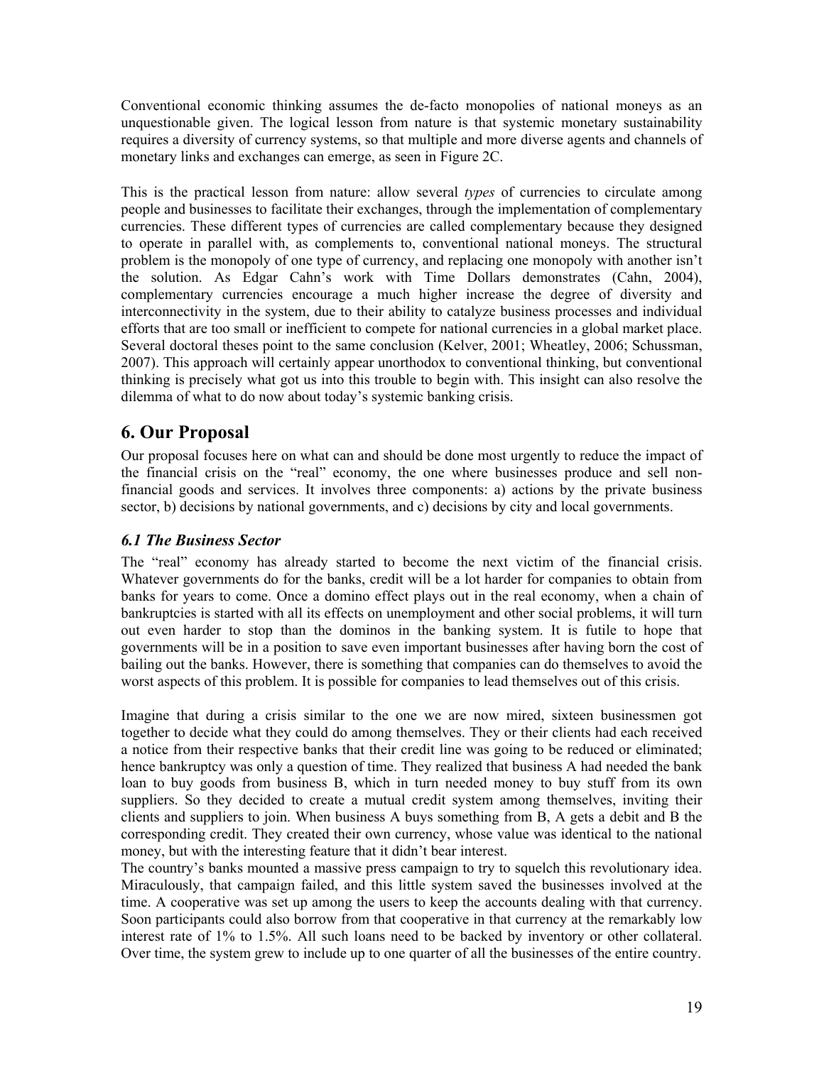Conventional economic thinking assumes the de-facto monopolies of national moneys as an unquestionable given. The logical lesson from nature is that systemic monetary sustainability requires a diversity of currency systems, so that multiple and more diverse agents and channels of monetary links and exchanges can emerge, as seen in Figure 2C.

This is the practical lesson from nature: allow several *types* of currencies to circulate among people and businesses to facilitate their exchanges, through the implementation of complementary currencies. These different types of currencies are called complementary because they designed to operate in parallel with, as complements to, conventional national moneys. The structural problem is the monopoly of one type of currency, and replacing one monopoly with another isn't the solution. As Edgar Cahn's work with Time Dollars demonstrates (Cahn, 2004), complementary currencies encourage a much higher increase the degree of diversity and interconnectivity in the system, due to their ability to catalyze business processes and individual efforts that are too small or inefficient to compete for national currencies in a global market place. Several doctoral theses point to the same conclusion (Kelver, 2001; Wheatley, 2006; Schussman, 2007). This approach will certainly appear unorthodox to conventional thinking, but conventional thinking is precisely what got us into this trouble to begin with. This insight can also resolve the dilemma of what to do now about today's systemic banking crisis.

## 6. Our Proposal

Our proposal focuses here on what can and should be done most urgently to reduce the impact of the financial crisis on the "real" economy, the one where businesses produce and sell non-financial goods and services. It involves three components: a) actions by the private business sector, b) decisions by national governments, and c) decisions by city and local governments.

### *6.1 The Business Sector*

The "real" economy has already started to become the next victim of the financial crisis. Whatever governments do for the banks, credit will be a lot harder for companies to obtain from banks for years to come. Once a domino effect plays out in the real economy, when a chain of bankruptcies is started with all its effects on unemployment and other social problems, it will turn out even harder to stop than the dominos in the banking system. It is futile to hope that governments will be in a position to save even important businesses after having born the cost of bailing out the banks. However, there is something that companies can do themselves to avoid the worst aspects of this problem. It is possible for companies to lead themselves out of this crisis.

Imagine that during a crisis similar to the one we are now mired, sixteen businessmen got together to decide what they could do among themselves. They or their clients had each received a notice from their respective banks that their credit line was going to be reduced or eliminated; hence bankruptcy was only a question of time. They realized that business A had needed the bank loan to buy goods from business B, which in turn needed money to buy stuff from its own suppliers. So they decided to create a mutual credit system among themselves, inviting their clients and suppliers to join. When business A buys something from B, A gets a debit and B the corresponding credit. They created their own currency, whose value was identical to the national money, but with the interesting feature that it didn't bear interest.

The country's banks mounted a massive press campaign to try to squelch this revolutionary idea. Miraculously, that campaign failed, and this little system saved the businesses involved at the time. A cooperative was set up among the users to keep the accounts dealing with that currency. Soon participants could also borrow from that cooperative in that currency at the remarkably low interest rate of 1% to 1.5%. All such loans need to be backed by inventory or other collateral. Over time, the system grew to include up to one quarter of all the businesses of the entire country.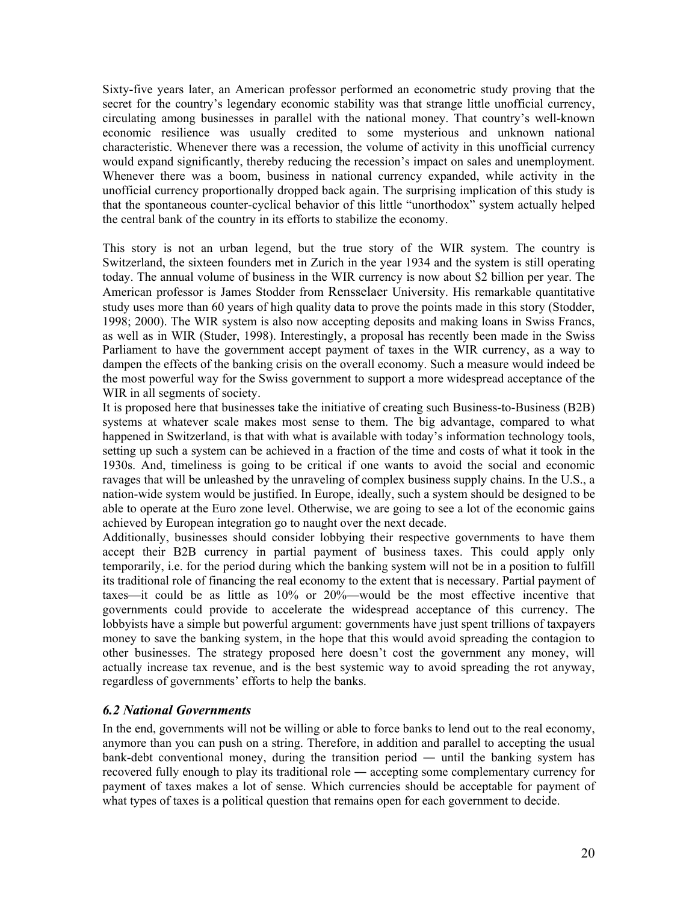Sixty-five years later, an American professor performed an econometric study proving that the secret for the country's legendary economic stability was that strange little unofficial currency, circulating among businesses in parallel with the national money. That country's well-known economic resilience was usually credited to some mysterious and unknown national characteristic. Whenever there was a recession, the volume of activity in this unofficial currency would expand significantly, thereby reducing the recession's impact on sales and unemployment. Whenever there was a boom, business in national currency expanded, while activity in the unofficial currency proportionally dropped back again. The surprising implication of this study is that the spontaneous counter-cyclical behavior of this little "unorthodox" system actually helped the central bank of the country in its efforts to stabilize the economy.

This story is not an urban legend, but the true story of the WIR system. The country is Switzerland, the sixteen founders met in Zurich in the year 1934 and the system is still operating today. The annual volume of business in the WIR currency is now about $2 billion per year. The American professor is James Stodder from Rensselaer University. His remarkable quantitative study uses more than 60 years of high quality data to prove the points made in this story (Stodder, 1998; 2000). The WIR system is also now accepting deposits and making loans in Swiss Francs, as well as in WIR (Studer, 1998). Interestingly, a proposal has recently been made in the Swiss Parliament to have the government accept payment of taxes in the WIR currency, as a way to dampen the effects of the banking crisis on the overall economy. Such a measure would indeed be the most powerful way for the Swiss government to support a more widespread acceptance of the WIR in all segments of society.

It is proposed here that businesses take the initiative of creating such Business-to-Business (B2B) systems at whatever scale makes most sense to them. The big advantage, compared to what happened in Switzerland, is that with what is available with today's information technology tools, setting up such a system can be achieved in a fraction of the time and costs of what it took in the 1930s. And, timeliness is going to be critical if one wants to avoid the social and economic ravages that will be unleashed by the unraveling of complex business supply chains. In the U.S., a nation-wide system would be justified. In Europe, ideally, such a system should be designed to be able to operate at the Euro zone level. Otherwise, we are going to see a lot of the economic gains achieved by European integration go to naught over the next decade.

Additionally, businesses should consider lobbying their respective governments to have them accept their B2B currency in partial payment of business taxes. This could apply only temporarily, i.e. for the period during which the banking system will not be in a position to fulfill its traditional role of financing the real economy to the extent that is necessary. Partial payment of taxes—it could be as little as 10% or 20%—would be the most effective incentive that governments could provide to accelerate the widespread acceptance of this currency. The lobbyists have a simple but powerful argument: governments have just spent trillions of taxpayers money to save the banking system, in the hope that this would avoid spreading the contagion to other businesses. The strategy proposed here doesn't cost the government any money, will actually increase tax revenue, and is the best systemic way to avoid spreading the rot anyway, regardless of governments' efforts to help the banks.

### *6.2 National Governments*

In the end, governments will not be willing or able to force banks to lend out to the real economy, anymore than you can push on a string. Therefore, in addition and parallel to accepting the usual bank-debt conventional money, during the transition period ― until the banking system has recovered fully enough to play its traditional role ― accepting some complementary currency for payment of taxes makes a lot of sense. Which currencies should be acceptable for payment of what types of taxes is a political question that remains open for each government to decide.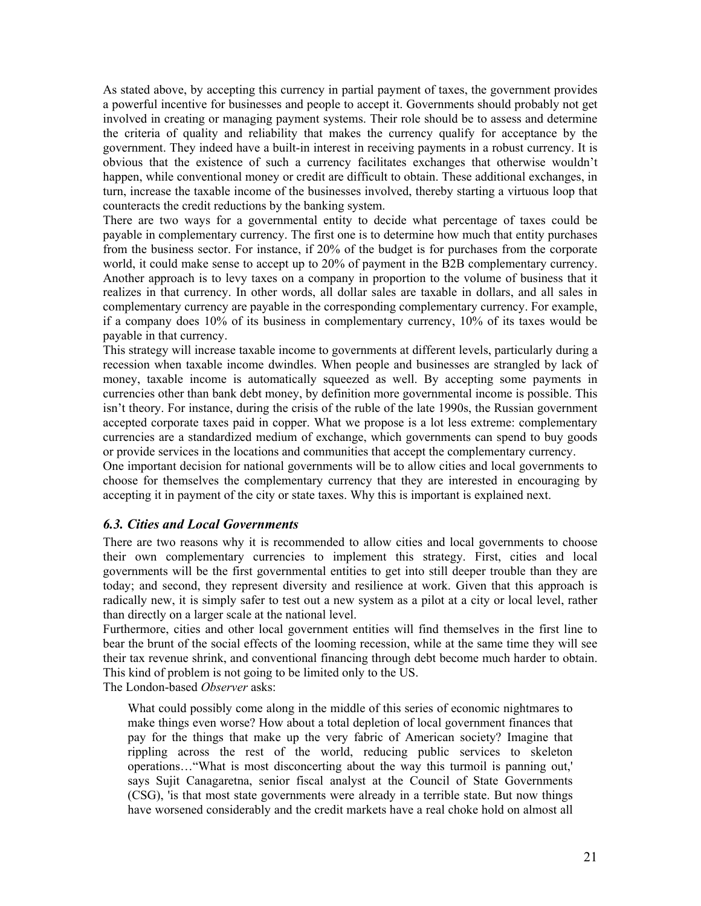As stated above, by accepting this currency in partial payment of taxes, the government provides a powerful incentive for businesses and people to accept it. Governments should probably not get involved in creating or managing payment systems. Their role should be to assess and determine the criteria of quality and reliability that makes the currency qualify for acceptance by the government. They indeed have a built-in interest in receiving payments in a robust currency. It is obvious that the existence of such a currency facilitates exchanges that otherwise wouldn't happen, while conventional money or credit are difficult to obtain. These additional exchanges, in turn, increase the taxable income of the businesses involved, thereby starting a virtuous loop that counteracts the credit reductions by the banking system.

There are two ways for a governmental entity to decide what percentage of taxes could be payable in complementary currency. The first one is to determine how much that entity purchases from the business sector. For instance, if 20% of the budget is for purchases from the corporate world, it could make sense to accept up to 20% of payment in the B2B complementary currency. Another approach is to levy taxes on a company in proportion to the volume of business that it realizes in that currency. In other words, all dollar sales are taxable in dollars, and all sales in complementary currency are payable in the corresponding complementary currency. For example, if a company does 10% of its business in complementary currency, 10% of its taxes would be payable in that currency.

This strategy will increase taxable income to governments at different levels, particularly during a recession when taxable income dwindles. When people and businesses are strangled by lack of money, taxable income is automatically squeezed as well. By accepting some payments in currencies other than bank debt money, by definition more governmental income is possible. This isn't theory. For instance, during the crisis of the ruble of the late 1990s, the Russian government accepted corporate taxes paid in copper. What we propose is a lot less extreme: complementary currencies are a standardized medium of exchange, which governments can spend to buy goods or provide services in the locations and communities that accept the complementary currency.

One important decision for national governments will be to allow cities and local governments to choose for themselves the complementary currency that they are interested in encouraging by accepting it in payment of the city or state taxes. Why this is important is explained next.

### *6.3. Cities and Local Governments*

There are two reasons why it is recommended to allow cities and local governments to choose their own complementary currencies to implement this strategy. First, cities and local governments will be the first governmental entities to get into still deeper trouble than they are today; and second, they represent diversity and resilience at work. Given that this approach is radically new, it is simply safer to test out a new system as a pilot at a city or local level, rather than directly on a larger scale at the national level.

Furthermore, cities and other local government entities will find themselves in the first line to bear the brunt of the social effects of the looming recession, while at the same time they will see their tax revenue shrink, and conventional financing through debt become much harder to obtain. This kind of problem is not going to be limited only to the US.

The London-based *Observer* asks:

> What could possibly come along in the middle of this series of economic nightmares to make things even worse? How about a total depletion of local government finances that pay for the things that make up the very fabric of American society? Imagine that rippling across the rest of the world, reducing public services to skeleton operations…"What is most disconcerting about the way this turmoil is panning out,' says Sujit Canagaretna, senior fiscal analyst at the Council of State Governments (CSG), 'is that most state governments were already in a terrible state. But now things have worsened considerably and the credit markets have a real choke hold on almost all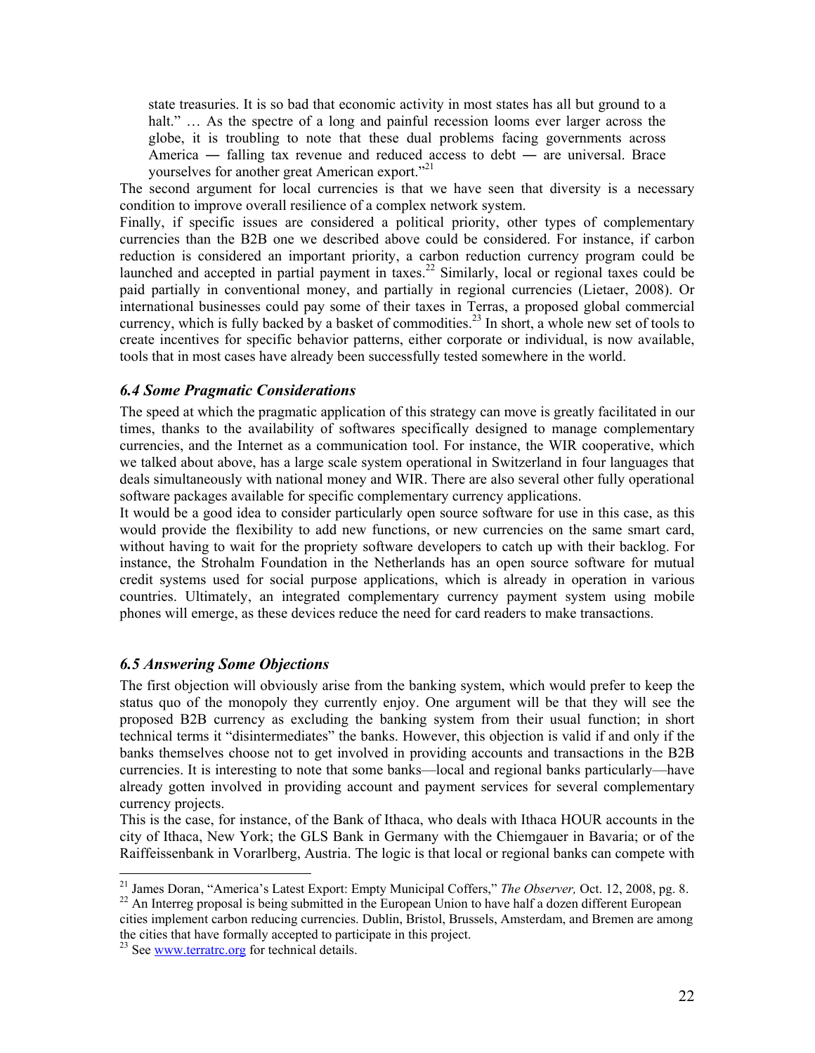> state treasuries. It is so bad that economic activity in most states has all but ground to a halt." … As the spectre of a long and painful recession looms ever larger across the globe, it is troubling to note that these dual problems facing governments across America ― falling tax revenue and reduced access to debt ― are universal. Brace yourselves for another great American export."[21]

The second argument for local currencies is that we have seen that diversity is a necessary condition to improve overall resilience of a complex network system.

Finally, if specific issues are considered a political priority, other types of complementary currencies than the B2B one we described above could be considered. For instance, if carbon reduction is considered an important priority, a carbon reduction currency program could be launched and accepted in partial payment in taxes.[22] Similarly, local or regional taxes could be paid partially in conventional money, and partially in regional currencies (Lietaer, 2008). Or international businesses could pay some of their taxes in Terras, a proposed global commercial currency, which is fully backed by a basket of commodities.[23] In short, a whole new set of tools to create incentives for specific behavior patterns, either corporate or individual, is now available, tools that in most cases have already been successfully tested somewhere in the world.

### *6.4 Some Pragmatic Considerations*

The speed at which the pragmatic application of this strategy can move is greatly facilitated in our times, thanks to the availability of softwares specifically designed to manage complementary currencies, and the Internet as a communication tool. For instance, the WIR cooperative, which we talked about above, has a large scale system operational in Switzerland in four languages that deals simultaneously with national money and WIR. There are also several other fully operational software packages available for specific complementary currency applications.

It would be a good idea to consider particularly open source software for use in this case, as this would provide the flexibility to add new functions, or new currencies on the same smart card, without having to wait for the propriety software developers to catch up with their backlog. For instance, the Strohalm Foundation in the Netherlands has an open source software for mutual credit systems used for social purpose applications, which is already in operation in various countries. Ultimately, an integrated complementary currency payment system using mobile phones will emerge, as these devices reduce the need for card readers to make transactions.

### *6.5 Answering Some Objections*

The first objection will obviously arise from the banking system, which would prefer to keep the status quo of the monopoly they currently enjoy. One argument will be that they will see the proposed B2B currency as excluding the banking system from their usual function; in short technical terms it "disintermediates" the banks. However, this objection is valid if and only if the banks themselves choose not to get involved in providing accounts and transactions in the B2B currencies. It is interesting to note that some banks—local and regional banks particularly—have already gotten involved in providing account and payment services for several complementary currency projects.

This is the case, for instance, of the Bank of Ithaca, who deals with Ithaca HOUR accounts in the city of Ithaca, New York; the GLS Bank in Germany with the Chiemgauer in Bavaria; or of the Raiffeissenbank in Vorarlberg, Austria. The logic is that local or regional banks can compete with

---

[21] James Doran, "America's Latest Export: Empty Municipal Coffers," *The Observer,* Oct. 12, 2008, pg. 8.

[22] An Interreg proposal is being submitted in the European Union to have half a dozen different European cities implement carbon reducing currencies. Dublin, Bristol, Brussels, Amsterdam, and Bremen are among the cities that have formally accepted to participate in this project.

[23] See www.terratrc.org for technical details.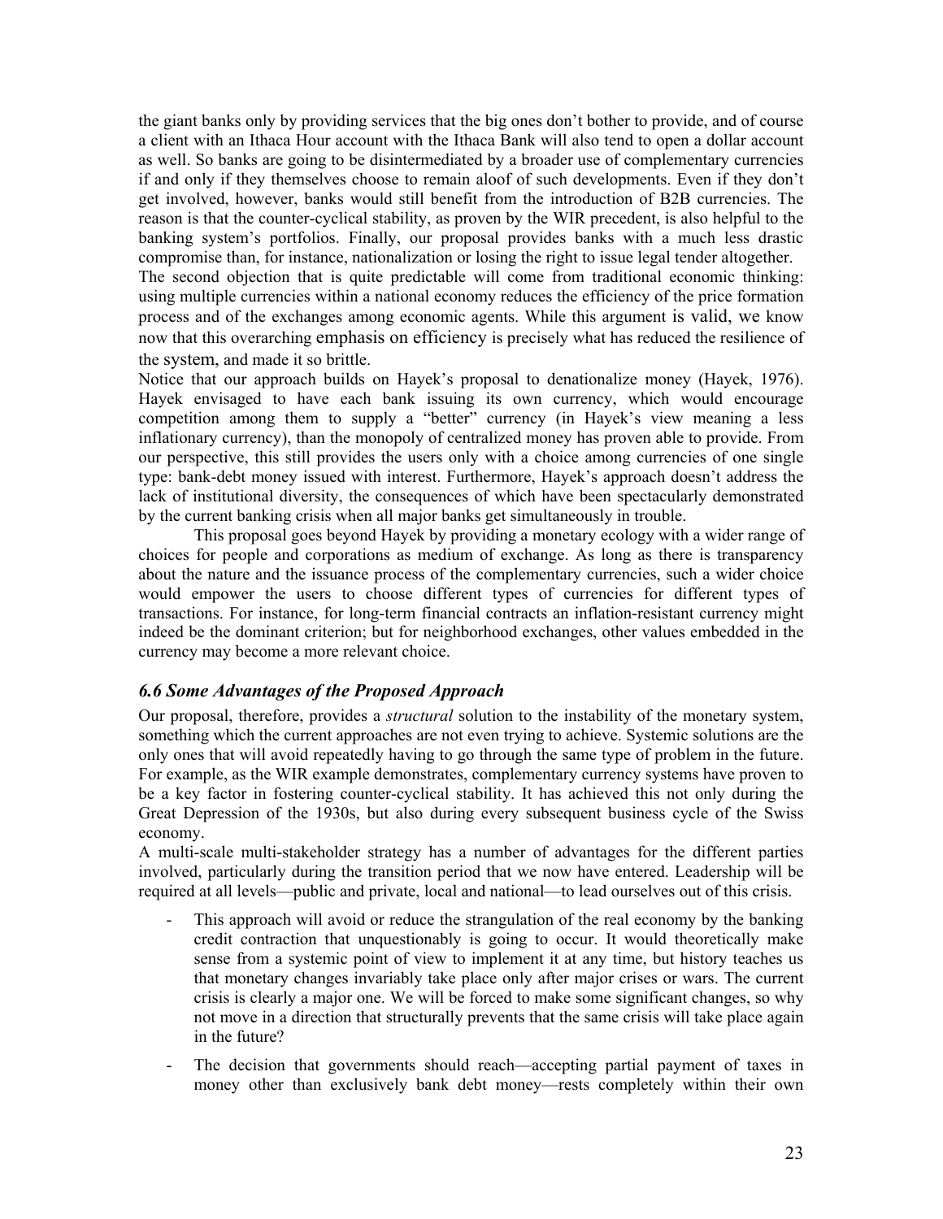the giant banks only by providing services that the big ones don't bother to provide, and of course a client with an Ithaca Hour account with the Ithaca Bank will also tend to open a dollar account as well. So banks are going to be disintermediated by a broader use of complementary currencies if and only if they themselves choose to remain aloof of such developments. Even if they don't get involved, however, banks would still benefit from the introduction of B2B currencies. The reason is that the counter-cyclical stability, as proven by the WIR precedent, is also helpful to the banking system's portfolios. Finally, our proposal provides banks with a much less drastic compromise than, for instance, nationalization or losing the right to issue legal tender altogether.

The second objection that is quite predictable will come from traditional economic thinking: using multiple currencies within a national economy reduces the efficiency of the price formation process and of the exchanges among economic agents. While this argument is valid, we know now that this overarching emphasis on efficiency is precisely what has reduced the resilience of the system, and made it so brittle.

Notice that our approach builds on Hayek's proposal to denationalize money (Hayek, 1976). Hayek envisaged to have each bank issuing its own currency, which would encourage competition among them to supply a "better" currency (in Hayek's view meaning a less inflationary currency), than the monopoly of centralized money has proven able to provide. From our perspective, this still provides the users only with a choice among currencies of one single type: bank-debt money issued with interest. Furthermore, Hayek's approach doesn't address the lack of institutional diversity, the consequences of which have been spectacularly demonstrated by the current banking crisis when all major banks get simultaneously in trouble.

This proposal goes beyond Hayek by providing a monetary ecology with a wider range of choices for people and corporations as medium of exchange. As long as there is transparency about the nature and the issuance process of the complementary currencies, such a wider choice would empower the users to choose different types of currencies for different types of transactions. For instance, for long-term financial contracts an inflation-resistant currency might indeed be the dominant criterion; but for neighborhood exchanges, other values embedded in the currency may become a more relevant choice.

### *6.6 Some Advantages of the Proposed Approach*

Our proposal, therefore, provides a *structural* solution to the instability of the monetary system, something which the current approaches are not even trying to achieve. Systemic solutions are the only ones that will avoid repeatedly having to go through the same type of problem in the future. For example, as the WIR example demonstrates, complementary currency systems have proven to be a key factor in fostering counter-cyclical stability. It has achieved this not only during the Great Depression of the 1930s, but also during every subsequent business cycle of the Swiss economy.

A multi-scale multi-stakeholder strategy has a number of advantages for the different parties involved, particularly during the transition period that we now have entered. Leadership will be required at all levels—public and private, local and national—to lead ourselves out of this crisis.

- This approach will avoid or reduce the strangulation of the real economy by the banking credit contraction that unquestionably is going to occur. It would theoretically make sense from a systemic point of view to implement it at any time, but history teaches us that monetary changes invariably take place only after major crises or wars. The current crisis is clearly a major one. We will be forced to make some significant changes, so why not move in a direction that structurally prevents that the same crisis will take place again in the future?
- The decision that governments should reach—accepting partial payment of taxes in money other than exclusively bank debt money—rests completely within their own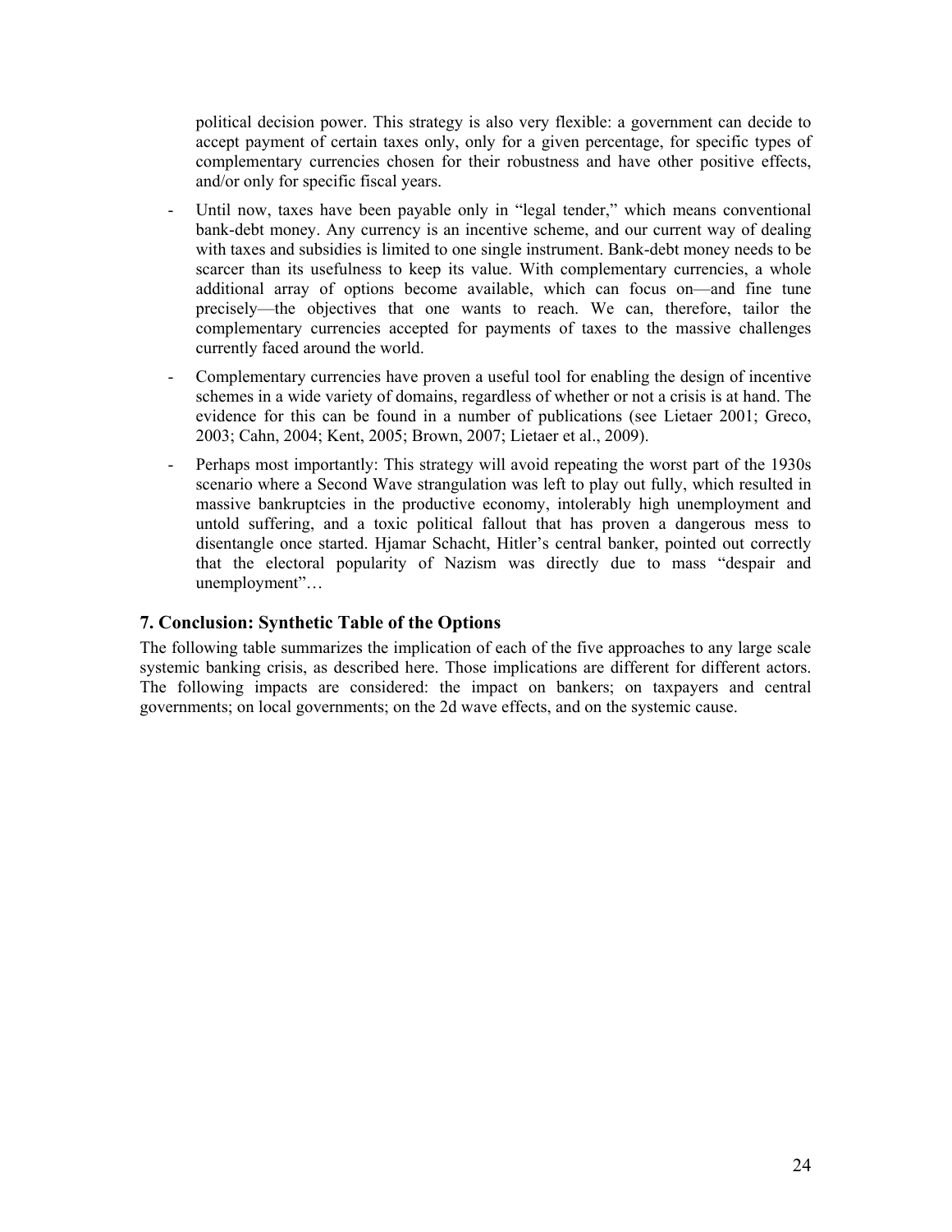political decision power. This strategy is also very flexible: a government can decide to accept payment of certain taxes only, only for a given percentage, for specific types of complementary currencies chosen for their robustness and have other positive effects, and/or only for specific fiscal years.

- Until now, taxes have been payable only in "legal tender," which means conventional bank-debt money. Any currency is an incentive scheme, and our current way of dealing with taxes and subsidies is limited to one single instrument. Bank-debt money needs to be scarcer than its usefulness to keep its value. With complementary currencies, a whole additional array of options become available, which can focus on—and fine tune precisely—the objectives that one wants to reach. We can, therefore, tailor the complementary currencies accepted for payments of taxes to the massive challenges currently faced around the world.
- Complementary currencies have proven a useful tool for enabling the design of incentive schemes in a wide variety of domains, regardless of whether or not a crisis is at hand. The evidence for this can be found in a number of publications (see Lietaer 2001; Greco, 2003; Cahn, 2004; Kent, 2005; Brown, 2007; Lietaer et al., 2009).
- Perhaps most importantly: This strategy will avoid repeating the worst part of the 1930s scenario where a Second Wave strangulation was left to play out fully, which resulted in massive bankruptcies in the productive economy, intolerably high unemployment and untold suffering, and a toxic political fallout that has proven a dangerous mess to disentangle once started. Hjamar Schacht, Hitler's central banker, pointed out correctly that the electoral popularity of Nazism was directly due to mass "despair and unemployment"…

## 7. Conclusion: Synthetic Table of the Options

The following table summarizes the implication of each of the five approaches to any large scale systemic banking crisis, as described here. Those implications are different for different actors. The following impacts are considered: the impact on bankers; on taxpayers and central governments; on local governments; on the 2d wave effects, and on the systemic cause.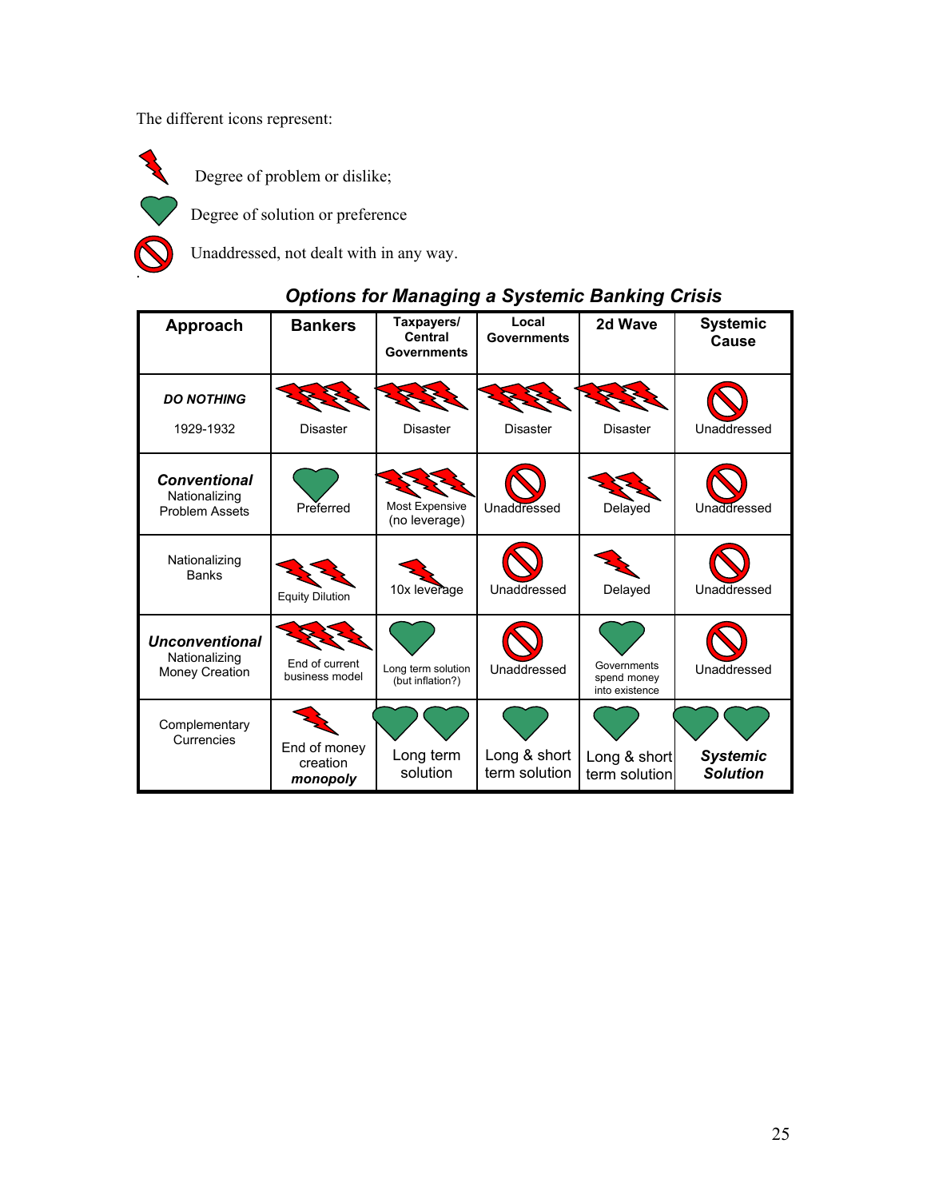The different icons represent:

- ⚡ Degree of problem or dislike;
- ♥ Degree of solution or preference
- 🚫 Unaddressed, not dealt with in any way.

### *Options for Managing a Systemic Banking Crisis*

| Approach | Bankers | Taxpayers/ Central Governments | Local Governments | 2d Wave | Systemic Cause |
|---|---|---|---|---|---|
| ***DO NOTHING*** 1929-1932 | ⚡⚡⚡ Disaster | ⚡⚡⚡ Disaster | ⚡⚡⚡ Disaster | ⚡⚡⚡ Disaster | 🚫 Unaddressed |
| ***Conventional*** Nationalizing Problem Assets | ♥ Preferred | ⚡⚡⚡ Most Expensive (no leverage) | 🚫 Unaddressed | ⚡⚡ Delayed | 🚫 Unaddressed |
| Nationalizing Banks | ⚡⚡ Equity Dilution | ⚡ 10x leverage | 🚫 Unaddressed | ⚡ Delayed | 🚫 Unaddressed |
| ***Unconventional*** Nationalizing Money Creation | ⚡⚡⚡ End of current business model | ♥ Long term solution (but inflation?) | 🚫 Unaddressed | ♥ Governments spend money into existence | 🚫 Unaddressed |
| Complementary Currencies | ⚡ End of money creation ***monopoly*** | ♥♥ Long term solution | ♥ Long & short term solution | ♥ Long & short term solution | ♥♥ ***Systemic Solution*** |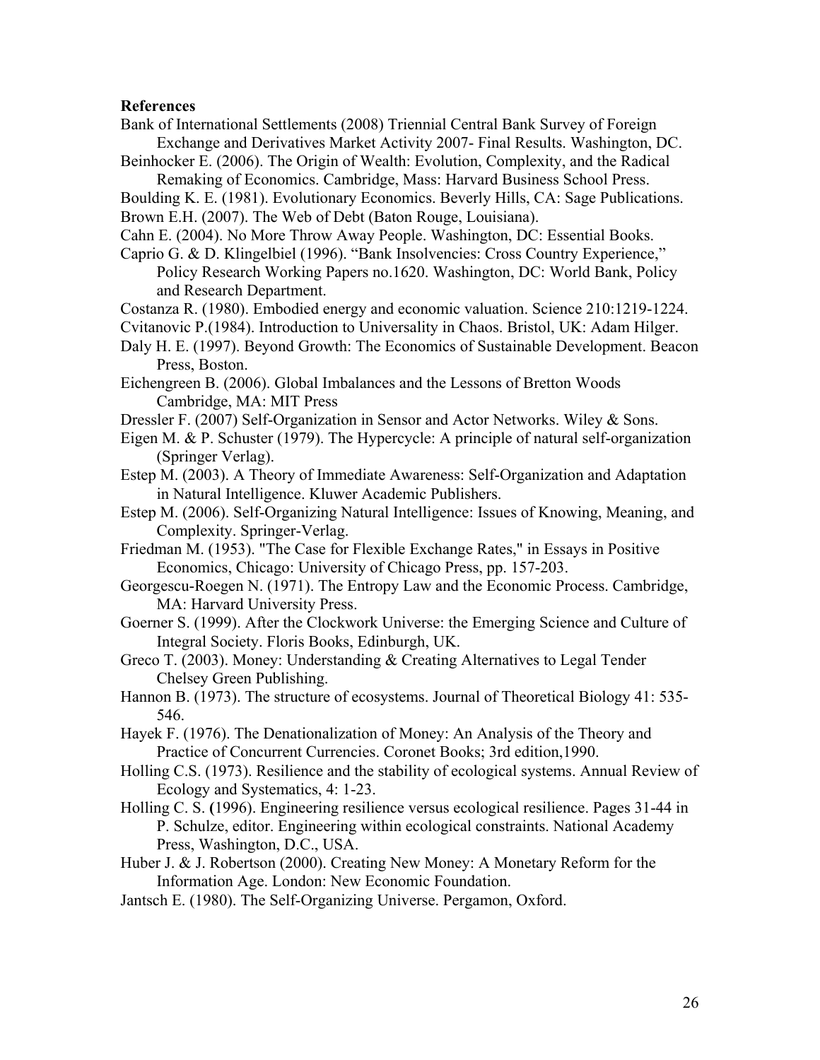**References**

Bank of International Settlements (2008) Triennial Central Bank Survey of Foreign Exchange and Derivatives Market Activity 2007- Final Results. Washington, DC.

Beinhocker E. (2006). The Origin of Wealth: Evolution, Complexity, and the Radical Remaking of Economics. Cambridge, Mass: Harvard Business School Press.

Boulding K. E. (1981). Evolutionary Economics. Beverly Hills, CA: Sage Publications.

Brown E.H. (2007). The Web of Debt (Baton Rouge, Louisiana).

Cahn E. (2004). No More Throw Away People. Washington, DC: Essential Books.

Caprio G. & D. Klingelbiel (1996). "Bank Insolvencies: Cross Country Experience," Policy Research Working Papers no.1620. Washington, DC: World Bank, Policy and Research Department.

Costanza R. (1980). Embodied energy and economic valuation. Science 210:1219-1224.

Cvitanovic P.(1984). Introduction to Universality in Chaos. Bristol, UK: Adam Hilger.

Daly H. E. (1997). Beyond Growth: The Economics of Sustainable Development. Beacon Press, Boston.

Eichengreen B. (2006). Global Imbalances and the Lessons of Bretton Woods Cambridge, MA: MIT Press

Dressler F. (2007) Self-Organization in Sensor and Actor Networks. Wiley & Sons.

Eigen M. & P. Schuster (1979). The Hypercycle: A principle of natural self-organization (Springer Verlag).

Estep M. (2003). A Theory of Immediate Awareness: Self-Organization and Adaptation in Natural Intelligence. Kluwer Academic Publishers.

Estep M. (2006). Self-Organizing Natural Intelligence: Issues of Knowing, Meaning, and Complexity. Springer-Verlag.

Friedman M. (1953). "The Case for Flexible Exchange Rates," in Essays in Positive Economics, Chicago: University of Chicago Press, pp. 157-203.

Georgescu-Roegen N. (1971). The Entropy Law and the Economic Process. Cambridge, MA: Harvard University Press.

Goerner S. (1999). After the Clockwork Universe: the Emerging Science and Culture of Integral Society. Floris Books, Edinburgh, UK.

Greco T. (2003). Money: Understanding & Creating Alternatives to Legal Tender Chelsey Green Publishing.

Hannon B. (1973). The structure of ecosystems. Journal of Theoretical Biology 41: 535-546.

Hayek F. (1976). The Denationalization of Money: An Analysis of the Theory and Practice of Concurrent Currencies. Coronet Books; 3rd edition,1990.

Holling C.S. (1973). Resilience and the stability of ecological systems. Annual Review of Ecology and Systematics, 4: 1-23.

Holling C. S. **(**1996). Engineering resilience versus ecological resilience. Pages 31-44 in P. Schulze, editor. Engineering within ecological constraints. National Academy Press, Washington, D.C., USA.

Huber J. & J. Robertson (2000). Creating New Money: A Monetary Reform for the Information Age. London: New Economic Foundation.

Jantsch E. (1980). The Self-Organizing Universe. Pergamon, Oxford.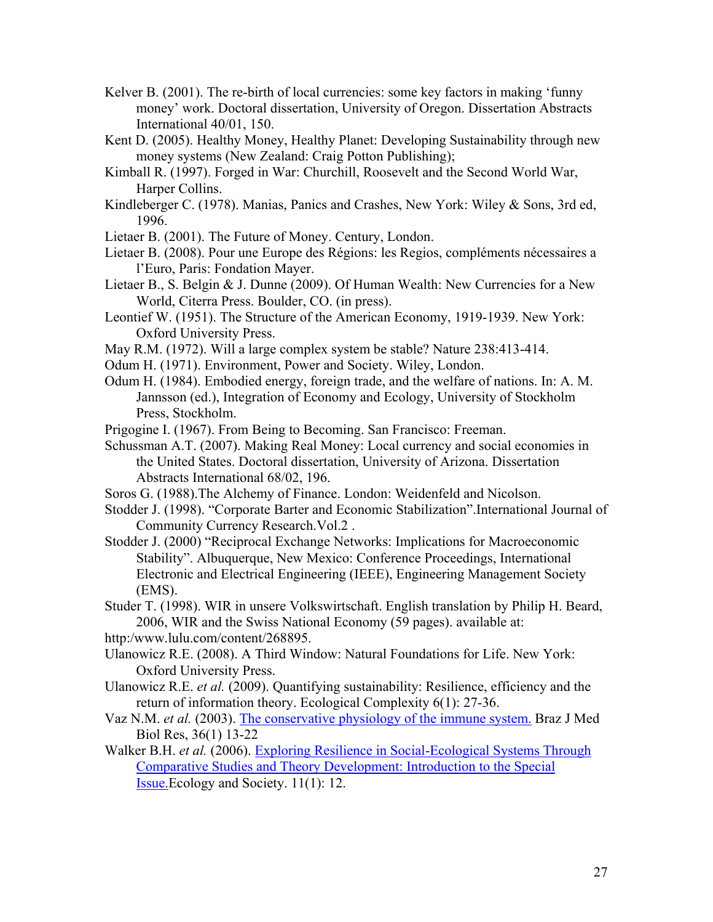Kelver B. (2001). The re-birth of local currencies: some key factors in making 'funny money' work. Doctoral dissertation, University of Oregon. Dissertation Abstracts International 40/01, 150.

Kent D. (2005). Healthy Money, Healthy Planet: Developing Sustainability through new money systems (New Zealand: Craig Potton Publishing);

Kimball R. (1997). Forged in War: Churchill, Roosevelt and the Second World War, Harper Collins.

Kindleberger C. (1978). Manias, Panics and Crashes, New York: Wiley & Sons, 3rd ed, 1996.

Lietaer B. (2001). The Future of Money. Century, London.

Lietaer B. (2008). Pour une Europe des Régions: les Regios, compléments nécessaires a l'Euro, Paris: Fondation Mayer.

Lietaer B., S. Belgin & J. Dunne (2009). Of Human Wealth: New Currencies for a New World, Citerra Press. Boulder, CO. (in press).

Leontief W. (1951). The Structure of the American Economy, 1919-1939. New York: Oxford University Press.

May R.M. (1972). Will a large complex system be stable? Nature 238:413-414.

Odum H. (1971). Environment, Power and Society. Wiley, London.

Odum H. (1984). Embodied energy, foreign trade, and the welfare of nations. In: A. M. Jannsson (ed.), Integration of Economy and Ecology, University of Stockholm Press, Stockholm.

Prigogine I. (1967). From Being to Becoming. San Francisco: Freeman.

Schussman A.T. (2007). Making Real Money: Local currency and social economies in the United States. Doctoral dissertation, University of Arizona. Dissertation Abstracts International 68/02, 196.

Soros G. (1988).The Alchemy of Finance. London: Weidenfeld and Nicolson.

Stodder J. (1998). "Corporate Barter and Economic Stabilization".International Journal of Community Currency Research.Vol.2 .

Stodder J. (2000) "Reciprocal Exchange Networks: Implications for Macroeconomic Stability". Albuquerque, New Mexico: Conference Proceedings, International Electronic and Electrical Engineering (IEEE), Engineering Management Society (EMS).

Studer T. (1998). WIR in unsere Volkswirtschaft. English translation by Philip H. Beard, 2006, WIR and the Swiss National Economy (59 pages). available at: http:/www.lulu.com/content/268895.

Ulanowicz R.E. (2008). A Third Window: Natural Foundations for Life. New York: Oxford University Press.

Ulanowicz R.E. *et al.* (2009). Quantifying sustainability: Resilience, efficiency and the return of information theory. Ecological Complexity 6(1): 27-36.

Vaz N.M. *et al.* (2003). The conservative physiology of the immune system. Braz J Med Biol Res, 36(1) 13-22

Walker B.H. *et al.* (2006). Exploring Resilience in Social-Ecological Systems Through Comparative Studies and Theory Development: Introduction to the Special Issue.Ecology and Society. 11(1): 12.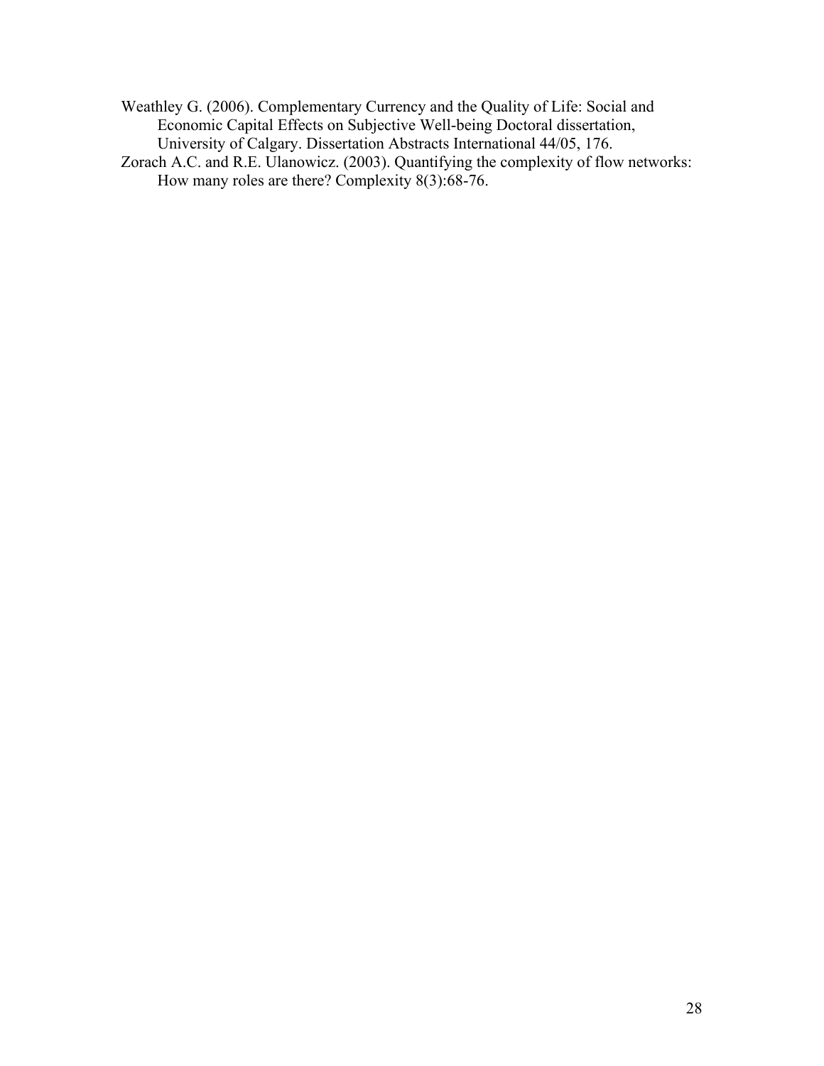Weathley G. (2006). Complementary Currency and the Quality of Life: Social and Economic Capital Effects on Subjective Well-being Doctoral dissertation, University of Calgary. Dissertation Abstracts International 44/05, 176.

Zorach A.C. and R.E. Ulanowicz. (2003). Quantifying the complexity of flow networks: How many roles are there? Complexity 8(3):68-76.